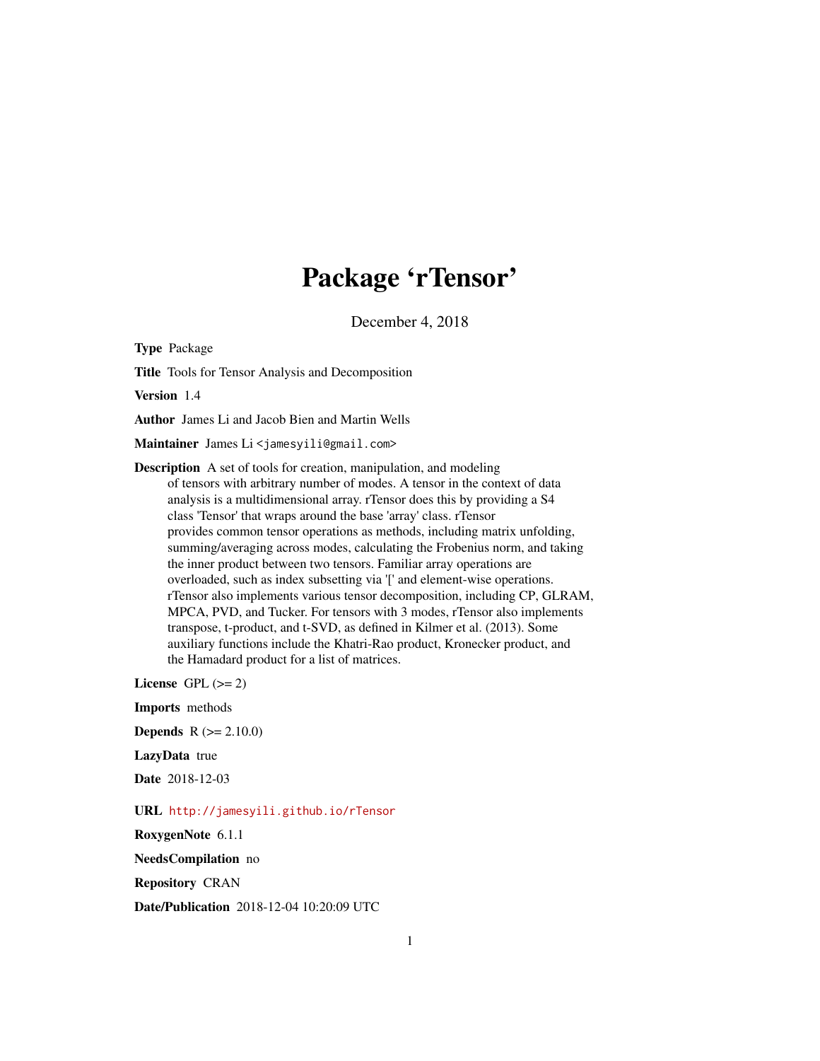# Package 'rTensor'

December 4, 2018

**Type** Package

**Title** Tools for Tensor Analysis and Decomposition

**Version** 1.4

**Author** James Li and Jacob Bien and Martin Wells

**Maintainer** James Li <jamesyili@gmail.com>

**Description** A set of tools for creation, manipulation, and modeling of tensors with arbitrary number of modes. A tensor in the context of data analysis is a multidimensional array. rTensor does this by providing a S4 class 'Tensor' that wraps around the base 'array' class. rTensor provides common tensor operations as methods, including matrix unfolding, summing/averaging across modes, calculating the Frobenius norm, and taking the inner product between two tensors. Familiar array operations are overloaded, such as index subsetting via '[' and element-wise operations. rTensor also implements various tensor decomposition, including CP, GLRAM, MPCA, PVD, and Tucker. For tensors with 3 modes, rTensor also implements transpose, t-product, and t-SVD, as defined in Kilmer et al. (2013). Some auxiliary functions include the Khatri-Rao product, Kronecker product, and the Hamadard product for a list of matrices.

**License** GPL (>= 2)

**Imports** methods

**Depends** R (>= 2.10.0)

**LazyData** true

**Date** 2018-12-03

**URL** http://jamesyili.github.io/rTensor

**RoxygenNote** 6.1.1

**NeedsCompilation** no

**Repository** CRAN

**Date/Publication** 2018-12-04 10:20:09 UTC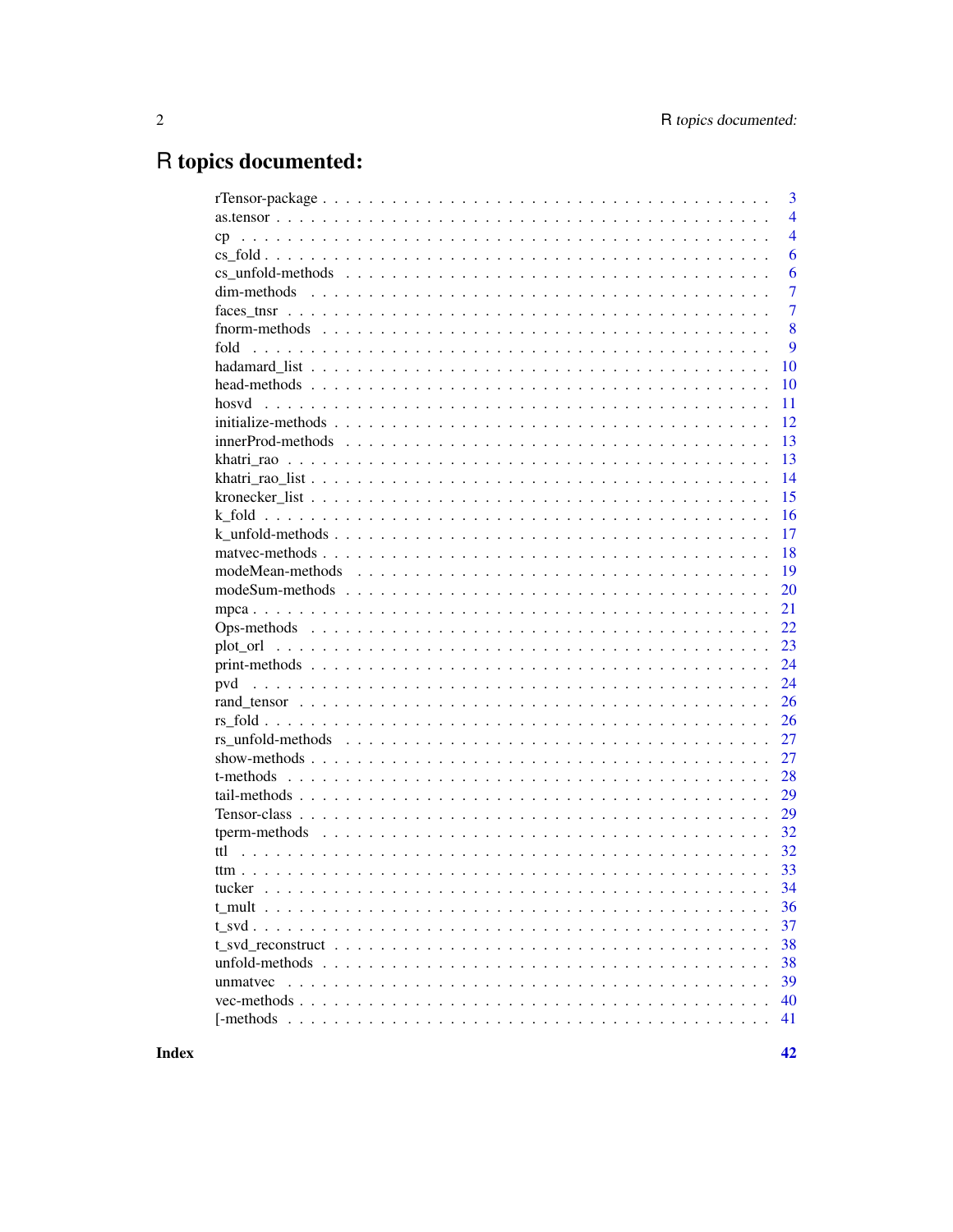# R topics documented:

| | |
|---|---|
| rTensor-package | 3 |
| as.tensor | 4 |
| cp | 4 |
| cs_fold | 6 |
| cs_unfold-methods | 6 |
| dim-methods | 7 |
| faces_tnsr | 7 |
| fnorm-methods | 8 |
| fold | 9 |
| hadamard_list | 10 |
| head-methods | 10 |
| hosvd | 11 |
| initialize-methods | 12 |
| innerProd-methods | 13 |
| khatri_rao | 13 |
| khatri_rao_list | 14 |
| kronecker_list | 15 |
| k_fold | 16 |
| k_unfold-methods | 17 |
| matvec-methods | 18 |
| modeMean-methods | 19 |
| modeSum-methods | 20 |
| mpca | 21 |
| Ops-methods | 22 |
| plot_orl | 23 |
| print-methods | 24 |
| pvd | 24 |
| rand_tensor | 26 |
| rs_fold | 26 |
| rs_unfold-methods | 27 |
| show-methods | 27 |
| t-methods | 28 |
| tail-methods | 29 |
| Tensor-class | 29 |
| tperm-methods | 32 |
| ttl | 32 |
| ttm | 33 |
| tucker | 34 |
| t_mult | 36 |
| t_svd | 37 |
| t_svd_reconstruct | 38 |
| unfold-methods | 38 |
| unmatvec | 39 |
| vec-methods | 40 |
| [-methods | 41 |

**Index** **42**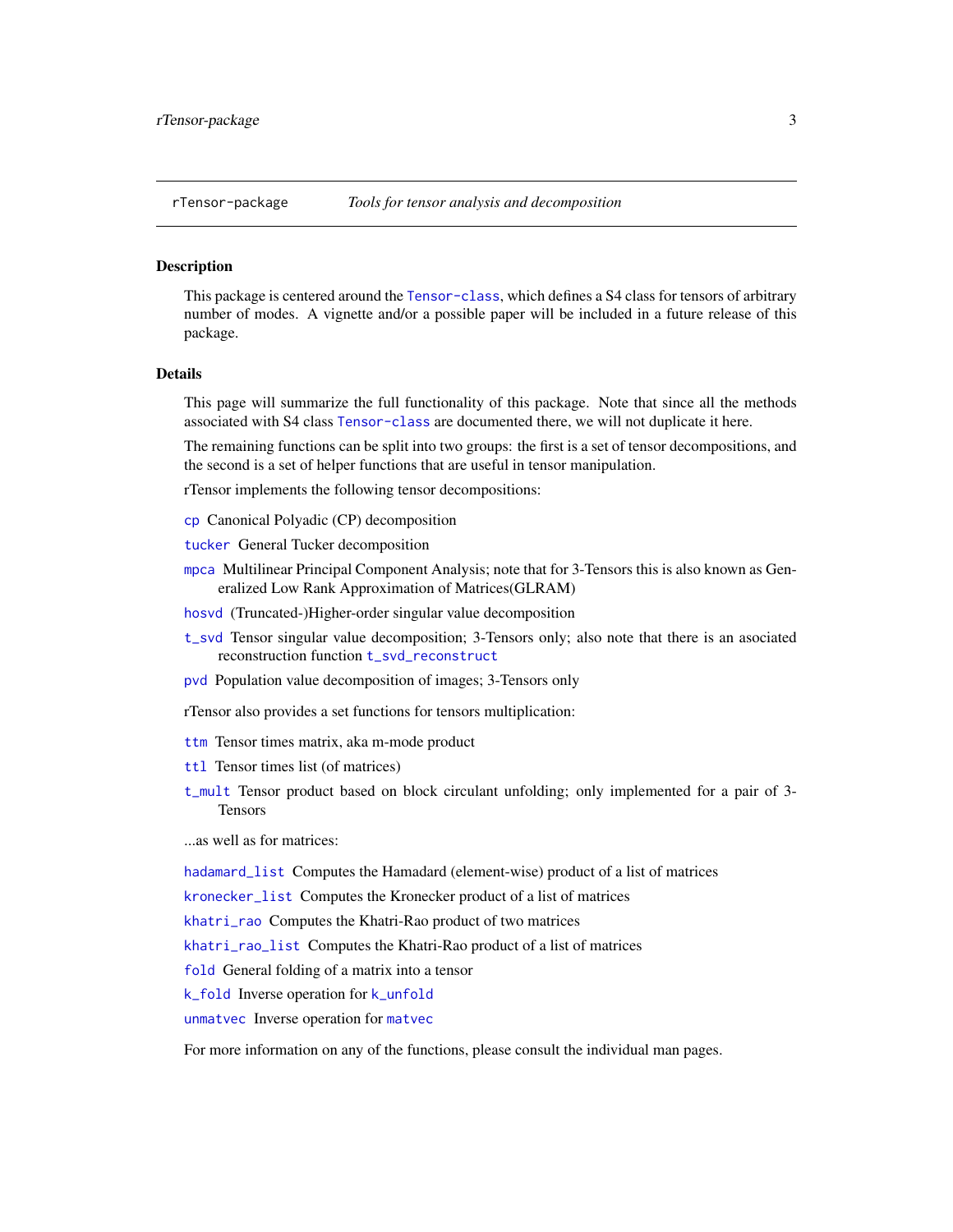rTensor-package *Tools for tensor analysis and decomposition*

## Description

This package is centered around the Tensor-class, which defines a S4 class for tensors of arbitrary number of modes. A vignette and/or a possible paper will be included in a future release of this package.

## Details

This page will summarize the full functionality of this package. Note that since all the methods associated with S4 class Tensor-class are documented there, we will not duplicate it here.

The remaining functions can be split into two groups: the first is a set of tensor decompositions, and the second is a set of helper functions that are useful in tensor manipulation.

rTensor implements the following tensor decompositions:

- `cp` Canonical Polyadic (CP) decomposition
- `tucker` General Tucker decomposition
- `mpca` Multilinear Principal Component Analysis; note that for 3-Tensors this is also known as Generalized Low Rank Approximation of Matrices(GLRAM)
- `hosvd` (Truncated-)Higher-order singular value decomposition
- `t_svd` Tensor singular value decomposition; 3-Tensors only; also note that there is an associated reconstruction function `t_svd_reconstruct`
- `pvd` Population value decomposition of images; 3-Tensors only

rTensor also provides a set functions for tensors multiplication:

- `ttm` Tensor times matrix, aka m-mode product
- `ttl` Tensor times list (of matrices)
- `t_mult` Tensor product based on block circulant unfolding; only implemented for a pair of 3-Tensors

...as well as for matrices:

- `hadamard_list` Computes the Hamadard (element-wise) product of a list of matrices
- `kronecker_list` Computes the Kronecker product of a list of matrices
- `khatri_rao` Computes the Khatri-Rao product of two matrices
- `khatri_rao_list` Computes the Khatri-Rao product of a list of matrices
- `fold` General folding of a matrix into a tensor
- `k_fold` Inverse operation for `k_unfold`
- `unmatvec` Inverse operation for `matvec`

For more information on any of the functions, please consult the individual man pages.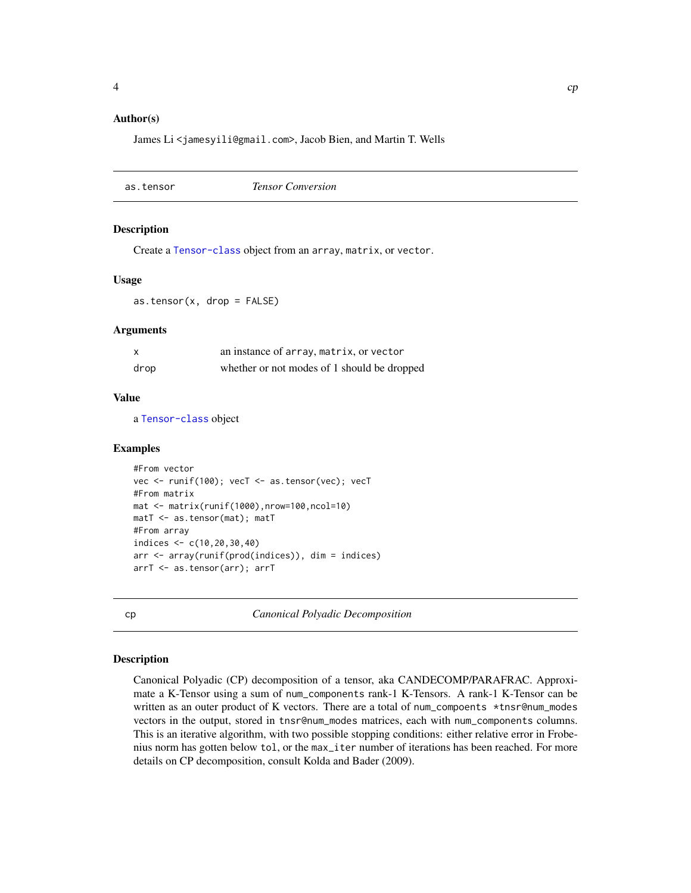### Author(s)

James Li <jamesyili@gmail.com>, Jacob Bien, and Martin T. Wells

---

## as.tensor *Tensor Conversion*

### Description

Create a Tensor-class object from an array, matrix, or vector.

### Usage

```
as.tensor(x, drop = FALSE)
```

### Arguments

| | |
|---|---|
| x | an instance of array, matrix, or vector |
| drop | whether or not modes of 1 should be dropped |

### Value

a Tensor-class object

### Examples

```
#From vector
vec <- runif(100); vecT <- as.tensor(vec); vecT
#From matrix
mat <- matrix(runif(1000),nrow=100,ncol=10)
matT <- as.tensor(mat); matT
#From array
indices <- c(10,20,30,40)
arr <- array(runif(prod(indices)), dim = indices)
arrT <- as.tensor(arr); arrT
```

---

## cp *Canonical Polyadic Decomposition*

### Description

Canonical Polyadic (CP) decomposition of a tensor, aka CANDECOMP/PARAFRAC. Approximate a K-Tensor using a sum of num_components rank-1 K-Tensors. A rank-1 K-Tensor can be written as an outer product of K vectors. There are a total of num_compoents *tnsr@num_modes vectors in the output, stored in tnsr@num_modes matrices, each with num_components columns. This is an iterative algorithm, with two possible stopping conditions: either relative error in Frobenius norm has gotten below tol, or the max_iter number of iterations has been reached. For more details on CP decomposition, consult Kolda and Bader (2009).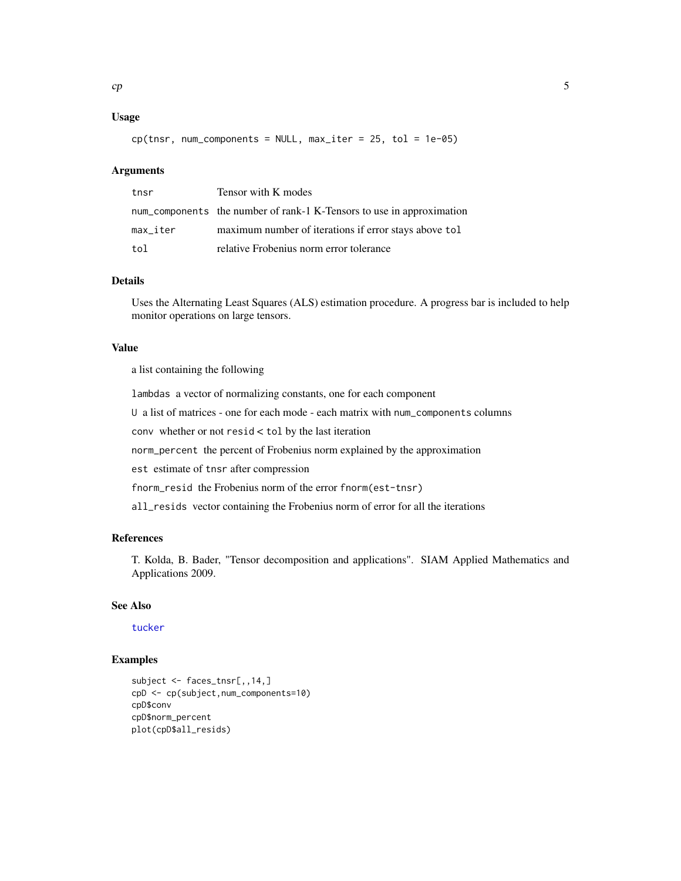### Usage

```
cp(tnsr, num_components = NULL, max_iter = 25, tol = 1e-05)
```

### Arguments

| | |
|---|---|
| `tnsr` | Tensor with K modes |
| `num_components` | the number of rank-1 K-Tensors to use in approximation |
| `max_iter` | maximum number of iterations if error stays above `tol` |
| `tol` | relative Frobenius norm error tolerance |

### Details

Uses the Alternating Least Squares (ALS) estimation procedure. A progress bar is included to help monitor operations on large tensors.

### Value

a list containing the following

`lambdas` a vector of normalizing constants, one for each component

`U` a list of matrices - one for each mode - each matrix with `num_components` columns

`conv` whether or not `resid` < `tol` by the last iteration

`norm_percent` the percent of Frobenius norm explained by the approximation

`est` estimate of `tnsr` after compression

`fnorm_resid` the Frobenius norm of the error `fnorm(est-tnsr)`

`all_resids` vector containing the Frobenius norm of error for all the iterations

### References

T. Kolda, B. Bader, "Tensor decomposition and applications". SIAM Applied Mathematics and Applications 2009.

### See Also

`tucker`

### Examples

```
subject <- faces_tnsr[,,14,]
cpD <- cp(subject,num_components=10)
cpD$conv
cpD$norm_percent
plot(cpD$all_resids)
```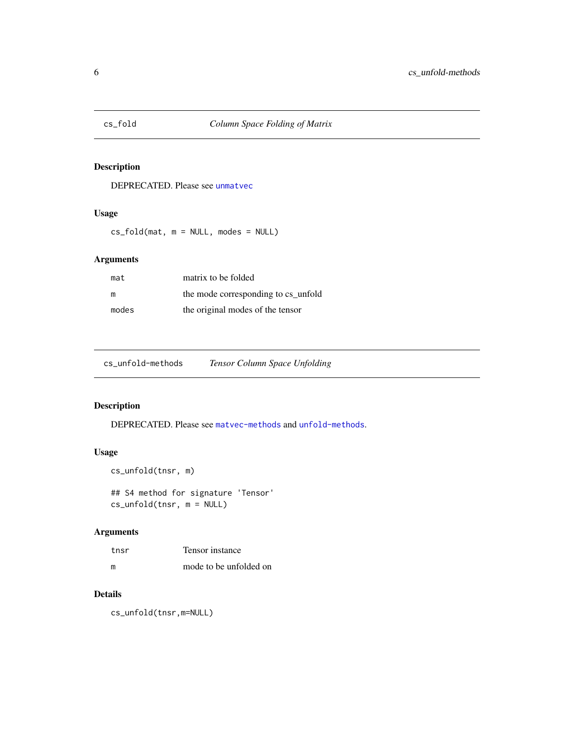## cs_fold — *Column Space Folding of Matrix*

### Description

DEPRECATED. Please see unmatvec

### Usage

```
cs_fold(mat, m = NULL, modes = NULL)
```

### Arguments

| | |
|---|---|
| mat | matrix to be folded |
| m | the mode corresponding to cs_unfold |
| modes | the original modes of the tensor |

## cs_unfold-methods — *Tensor Column Space Unfolding*

### Description

DEPRECATED. Please see matvec-methods and unfold-methods.

### Usage

```
cs_unfold(tnsr, m)

## S4 method for signature 'Tensor'
cs_unfold(tnsr, m = NULL)
```

### Arguments

| | |
|---|---|
| tnsr | Tensor instance |
| m | mode to be unfolded on |

### Details

```
cs_unfold(tnsr,m=NULL)
```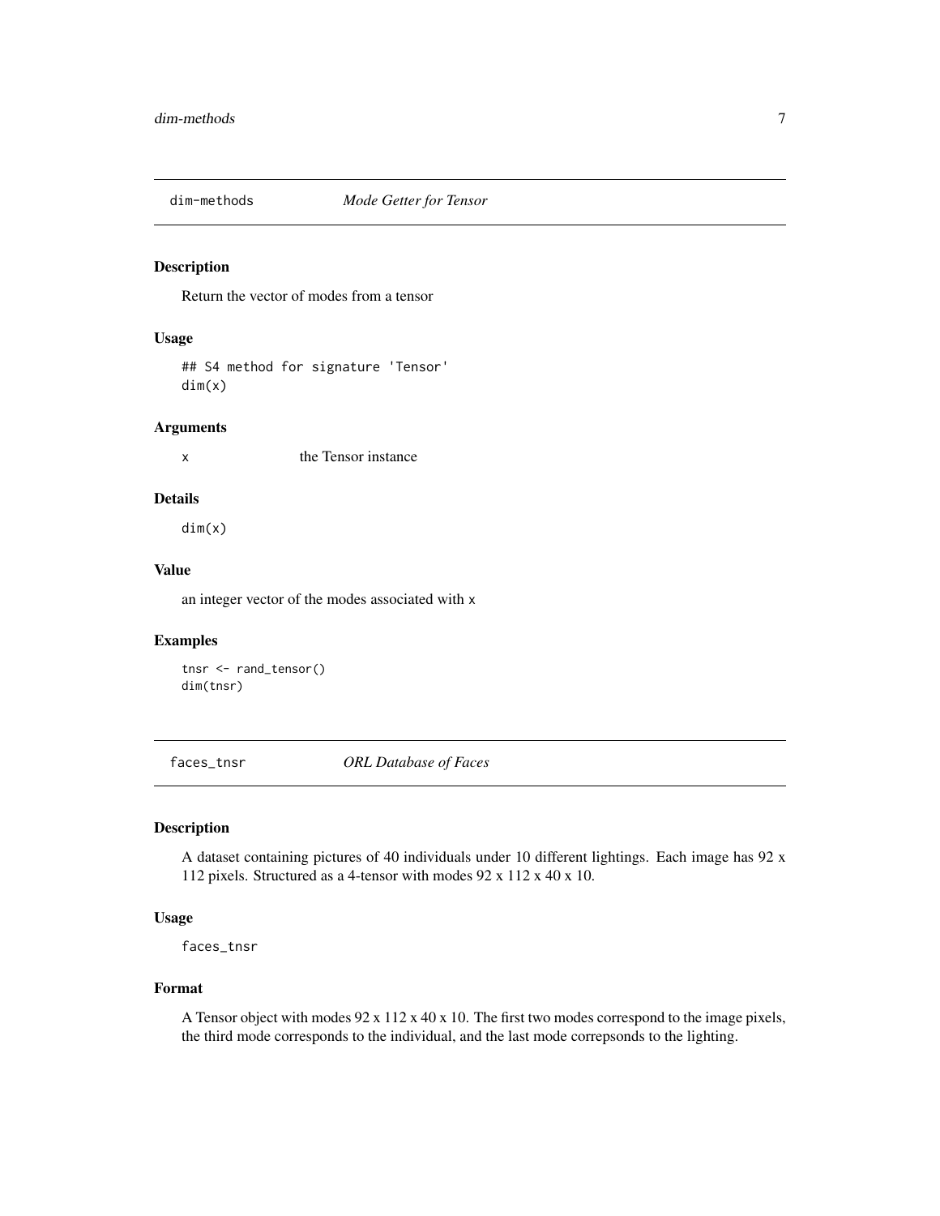## dim-methods *Mode Getter for Tensor*

### Description

Return the vector of modes from a tensor

### Usage

```
## S4 method for signature 'Tensor'
dim(x)
```

### Arguments

x the Tensor instance

### Details

dim(x)

### Value

an integer vector of the modes associated with x

### Examples

```
tnsr <- rand_tensor()
dim(tnsr)
```

## faces_tnsr *ORL Database of Faces*

### Description

A dataset containing pictures of 40 individuals under 10 different lightings. Each image has 92 x 112 pixels. Structured as a 4-tensor with modes 92 x 112 x 40 x 10.

### Usage

```
faces_tnsr
```

### Format

A Tensor object with modes 92 x 112 x 40 x 10. The first two modes correspond to the image pixels, the third mode corresponds to the individual, and the last mode correpsonds to the lighting.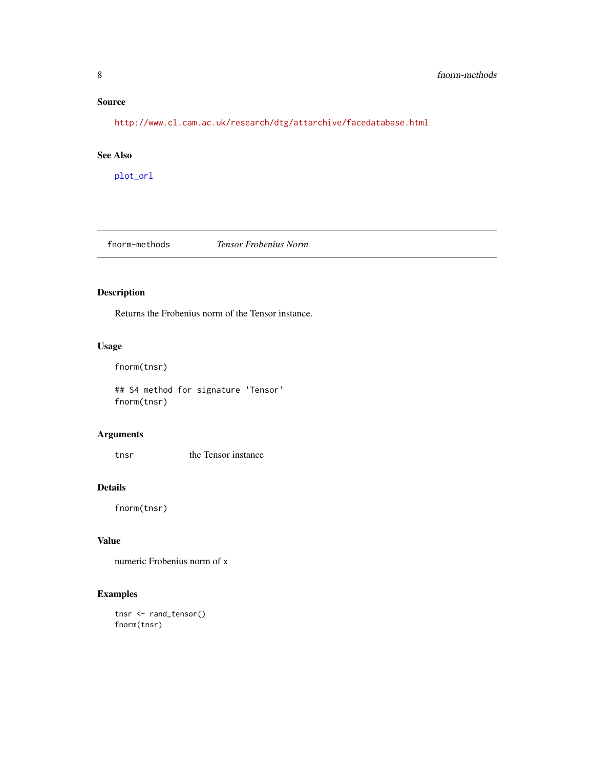### Source

http://www.cl.cam.ac.uk/research/dtg/attarchive/facedatabase.html

### See Also

plot_orl

---

## fnorm-methods *Tensor Frobenius Norm*

---

### Description

Returns the Frobenius norm of the Tensor instance.

### Usage

```
fnorm(tnsr)

## S4 method for signature 'Tensor'
fnorm(tnsr)
```

### Arguments

| | |
|---|---|
| tnsr | the Tensor instance |

### Details

```
fnorm(tnsr)
```

### Value

numeric Frobenius norm of x

### Examples

```
tnsr <- rand_tensor()
fnorm(tnsr)
```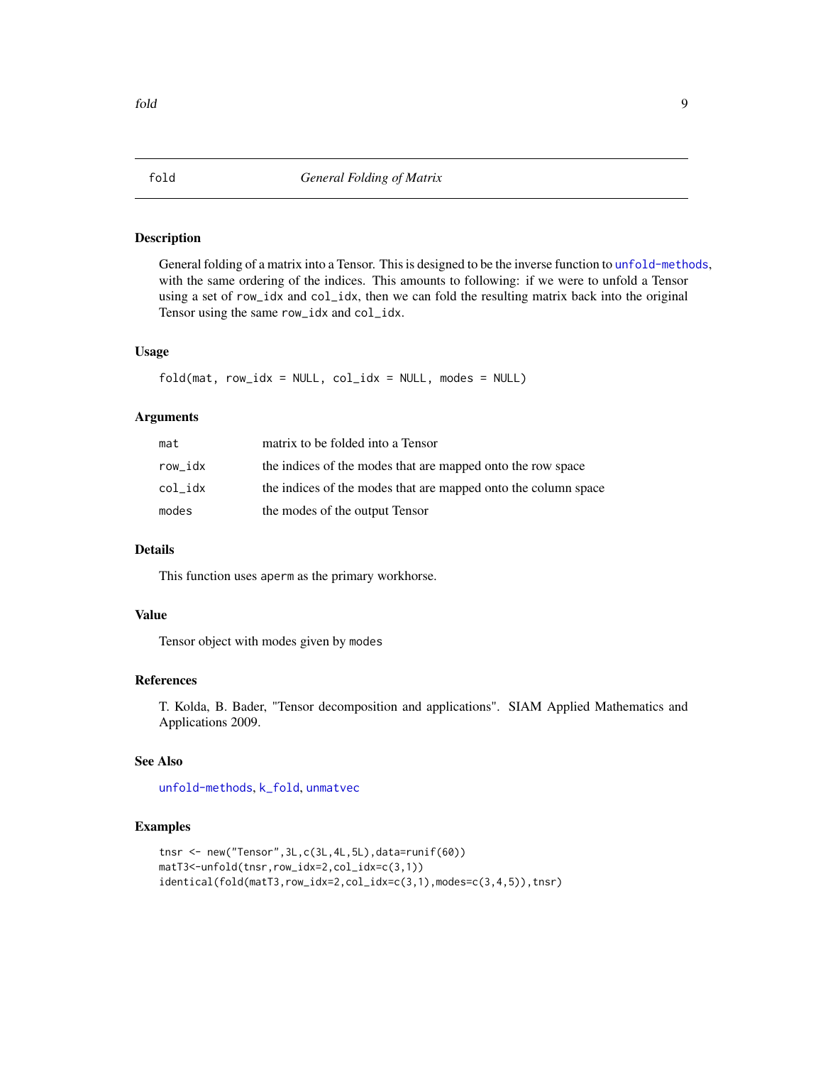# fold — *General Folding of Matrix*

## Description

General folding of a matrix into a Tensor. This is designed to be the inverse function to `unfold-methods`, with the same ordering of the indices. This amounts to following: if we were to unfold a Tensor using a set of `row_idx` and `col_idx`, then we can fold the resulting matrix back into the original Tensor using the same `row_idx` and `col_idx`.

## Usage

```
fold(mat, row_idx = NULL, col_idx = NULL, modes = NULL)
```

## Arguments

| | |
|---|---|
| `mat` | matrix to be folded into a Tensor |
| `row_idx` | the indices of the modes that are mapped onto the row space |
| `col_idx` | the indices of the modes that are mapped onto the column space |
| `modes` | the modes of the output Tensor |

## Details

This function uses `aperm` as the primary workhorse.

## Value

Tensor object with modes given by `modes`

## References

T. Kolda, B. Bader, "Tensor decomposition and applications". SIAM Applied Mathematics and Applications 2009.

## See Also

`unfold-methods`, `k_fold`, `unmatvec`

## Examples

```
tnsr <- new("Tensor",3L,c(3L,4L,5L),data=runif(60))
matT3<-unfold(tnsr,row_idx=2,col_idx=c(3,1))
identical(fold(matT3,row_idx=2,col_idx=c(3,1),modes=c(3,4,5)),tnsr)
```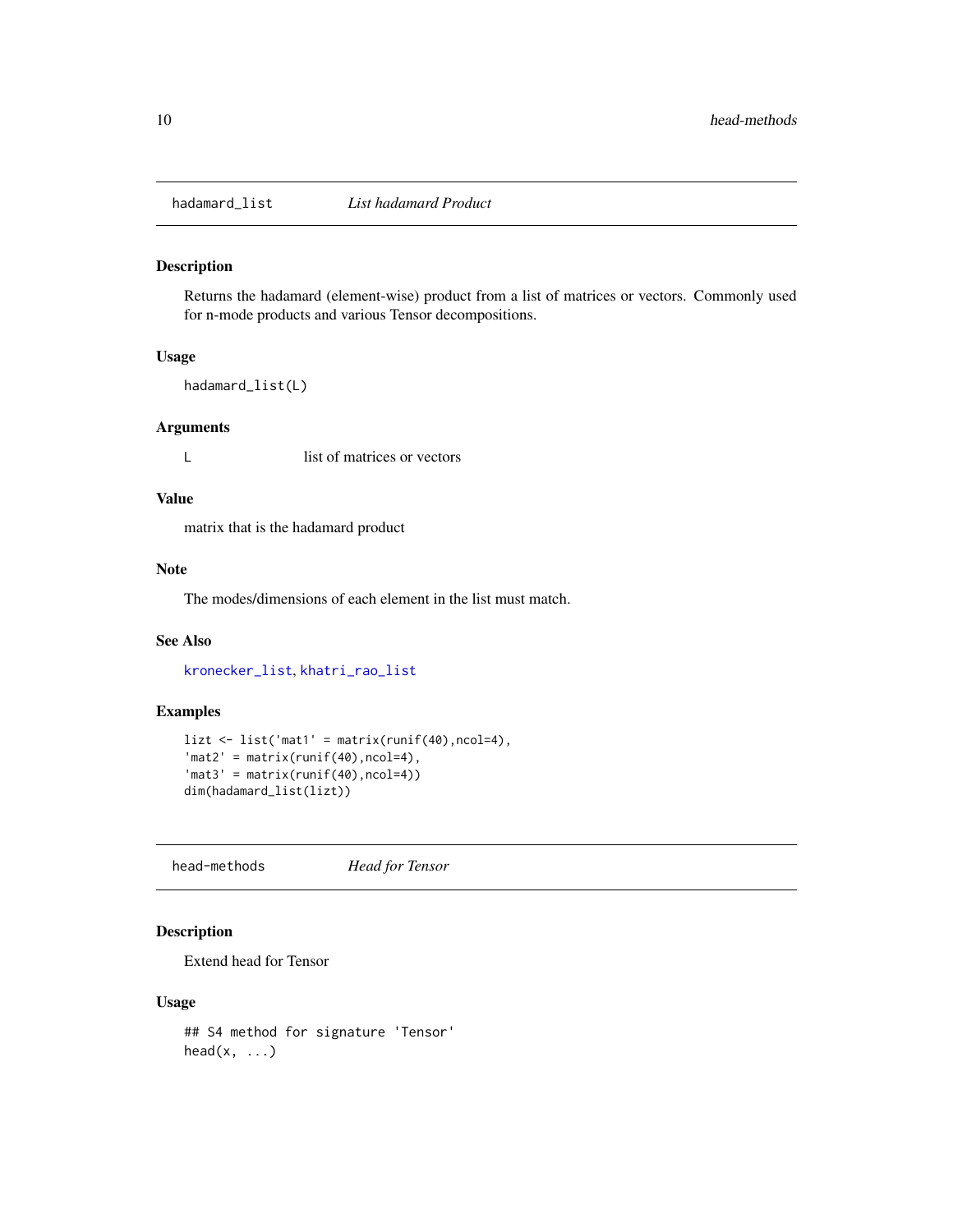## hadamard_list *List hadamard Product*

### Description

Returns the hadamard (element-wise) product from a list of matrices or vectors. Commonly used for n-mode products and various Tensor decompositions.

### Usage

```
hadamard_list(L)
```

### Arguments

| | |
|---|---|
| L | list of matrices or vectors |

### Value

matrix that is the hadamard product

### Note

The modes/dimensions of each element in the list must match.

### See Also

kronecker_list, khatri_rao_list

### Examples

```
lizt <- list('mat1' = matrix(runif(40),ncol=4),
'mat2' = matrix(runif(40),ncol=4),
'mat3' = matrix(runif(40),ncol=4))
dim(hadamard_list(lizt))
```

## head-methods *Head for Tensor*

### Description

Extend head for Tensor

### Usage

```
## S4 method for signature 'Tensor'
head(x, ...)
```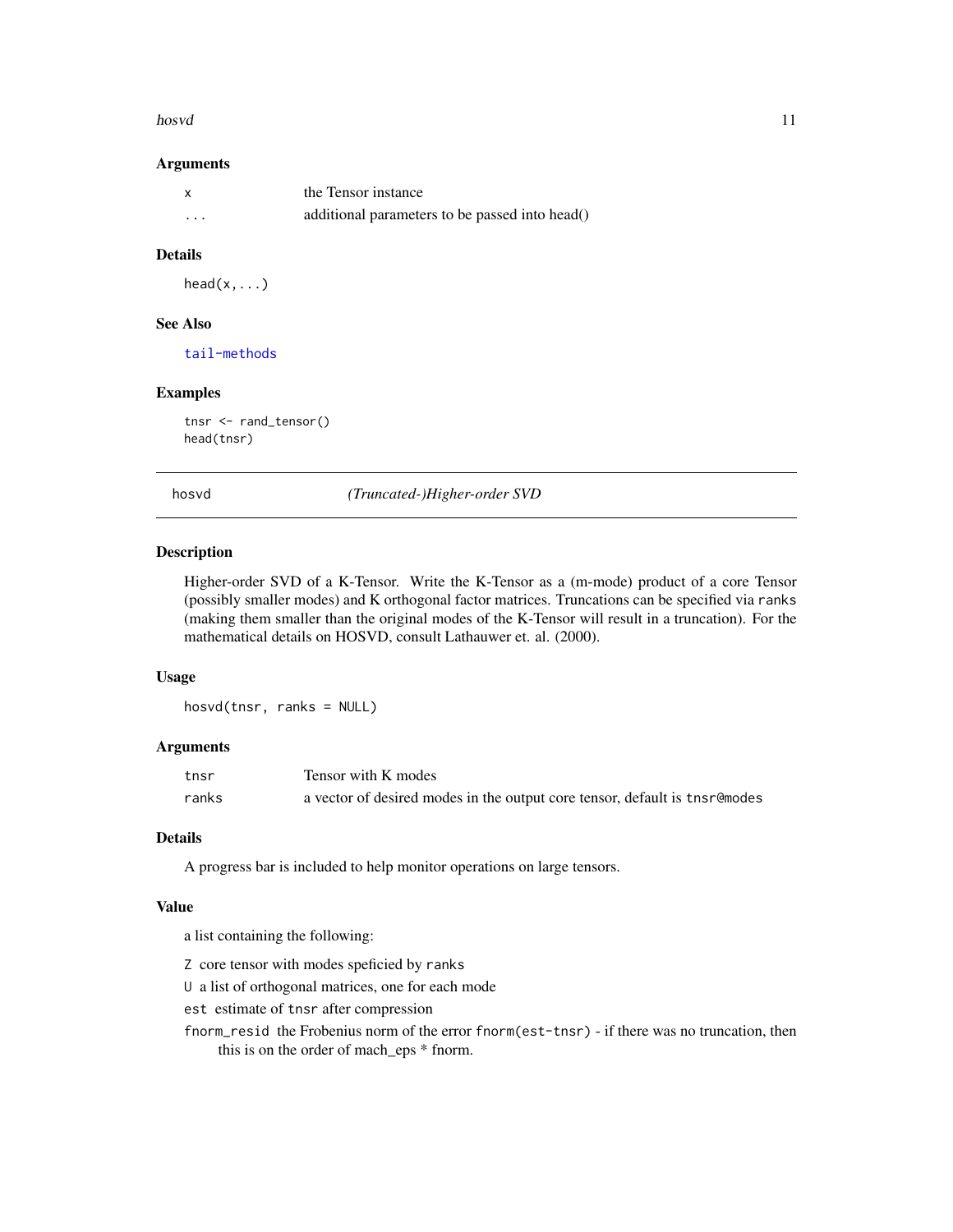### Arguments

| | |
|---|---|
| x | the Tensor instance |
| ... | additional parameters to be passed into head() |

### Details

```
head(x,...)
```

### See Also

tail-methods

### Examples

```
tnsr <- rand_tensor()
head(tnsr)
```

---

## hosvd *(Truncated-)Higher-order SVD*

---

### Description

Higher-order SVD of a K-Tensor. Write the K-Tensor as a (m-mode) product of a core Tensor (possibly smaller modes) and K orthogonal factor matrices. Truncations can be specified via `ranks` (making them smaller than the original modes of the K-Tensor will result in a truncation). For the mathematical details on HOSVD, consult Lathauwer et. al. (2000).

### Usage

```
hosvd(tnsr, ranks = NULL)
```

### Arguments

| | |
|---|---|
| tnsr | Tensor with K modes |
| ranks | a vector of desired modes in the output core tensor, default is `tnsr@modes` |

### Details

A progress bar is included to help monitor operations on large tensors.

### Value

a list containing the following:

- `Z` core tensor with modes speficied by `ranks`
- `U` a list of orthogonal matrices, one for each mode
- `est` estimate of `tnsr` after compression
- `fnorm_resid` the Frobenius norm of the error `fnorm(est-tnsr)` - if there was no truncation, then this is on the order of mach_eps * fnorm.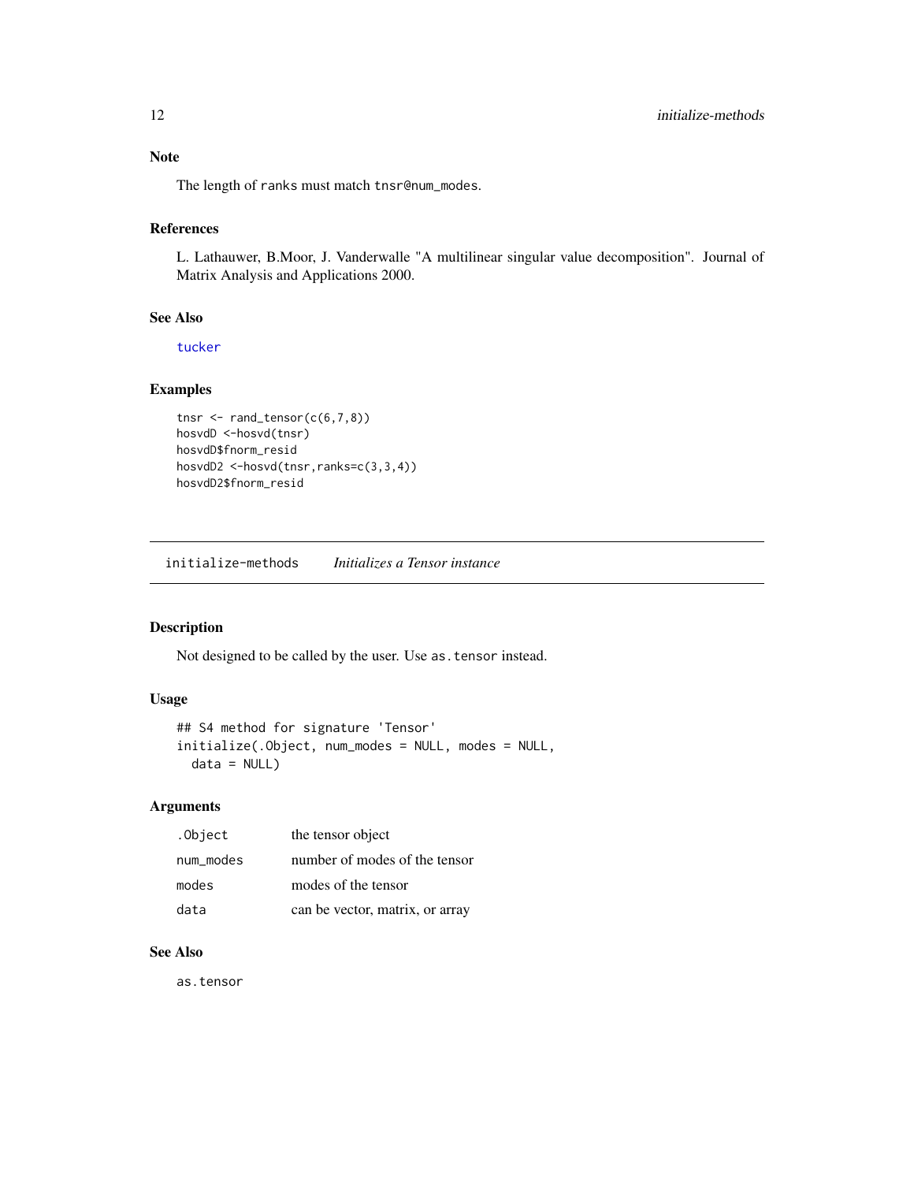### Note

The length of `ranks` must match `tnsr@num_modes`.

### References

L. Lathauwer, B.Moor, J. Vanderwalle "A multilinear singular value decomposition". Journal of Matrix Analysis and Applications 2000.

### See Also

`tucker`

### Examples

```
tnsr <- rand_tensor(c(6,7,8))
hosvdD <-hosvd(tnsr)
hosvdD$fnorm_resid
hosvdD2 <-hosvd(tnsr,ranks=c(3,3,4))
hosvdD2$fnorm_resid
```

---

## initialize-methods    *Initializes a Tensor instance*

### Description

Not designed to be called by the user. Use `as.tensor` instead.

### Usage

```
## S4 method for signature 'Tensor'
initialize(.Object, num_modes = NULL, modes = NULL,
  data = NULL)
```

### Arguments

| | |
|---|---|
| `.Object` | the tensor object |
| `num_modes` | number of modes of the tensor |
| `modes` | modes of the tensor |
| `data` | can be vector, matrix, or array |

### See Also

`as.tensor`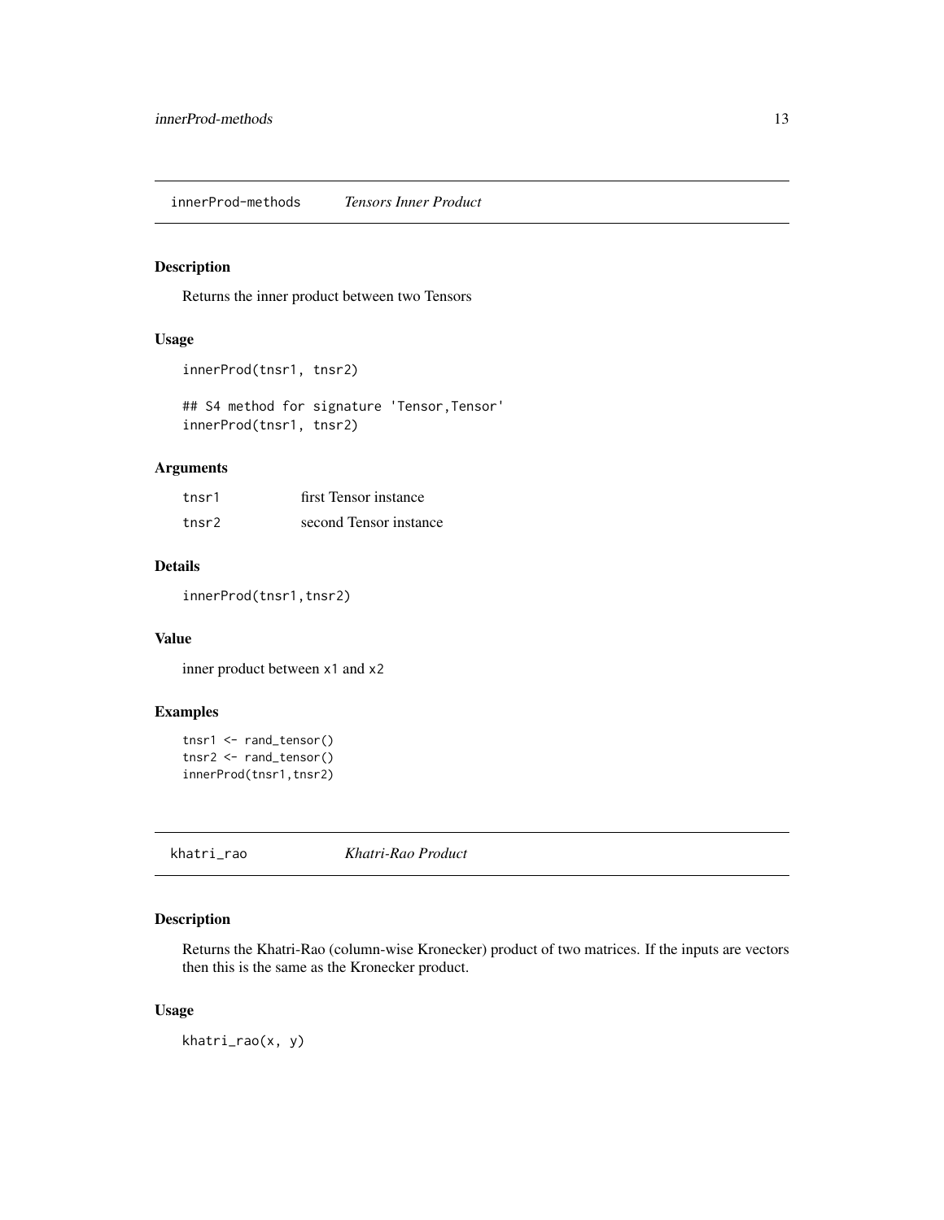## innerProp-methods *Tensors Inner Product*

### Description

Returns the inner product between two Tensors

### Usage

```
innerProd(tnsr1, tnsr2)

## S4 method for signature 'Tensor,Tensor'
innerProd(tnsr1, tnsr2)
```

### Arguments

| | |
|---|---|
| tnsr1 | first Tensor instance |
| tnsr2 | second Tensor instance |

### Details

```
innerProd(tnsr1,tnsr2)
```

### Value

inner product between `x1` and `x2`

### Examples

```
tnsr1 <- rand_tensor()
tnsr2 <- rand_tensor()
innerProd(tnsr1,tnsr2)
```

## khatri_rao *Khatri-Rao Product*

### Description

Returns the Khatri-Rao (column-wise Kronecker) product of two matrices. If the inputs are vectors then this is the same as the Kronecker product.

### Usage

```
khatri_rao(x, y)
```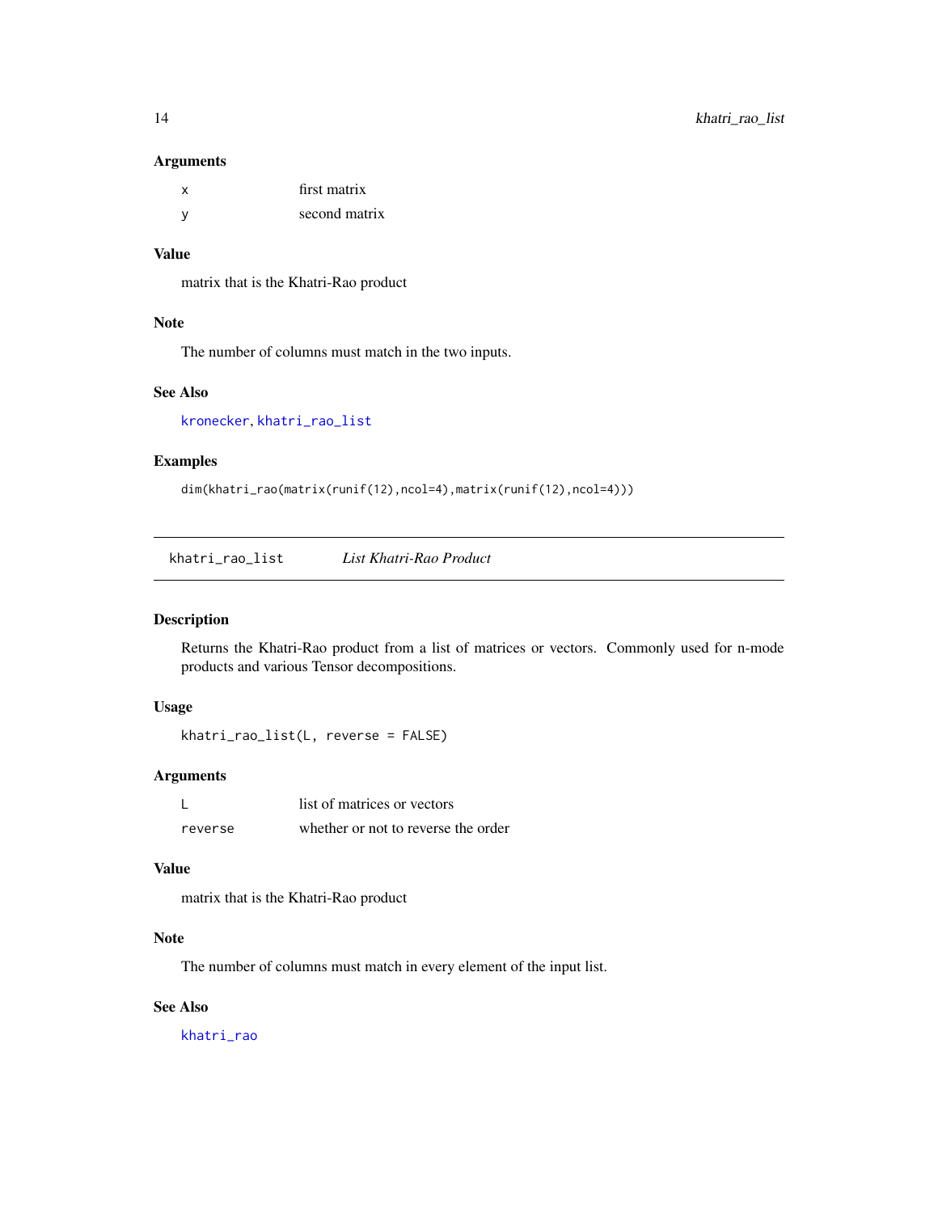### Arguments

| | |
|---|---|
| x | first matrix |
| y | second matrix |

### Value

matrix that is the Khatri-Rao product

### Note

The number of columns must match in the two inputs.

### See Also

kronecker, khatri_rao_list

### Examples

```
dim(khatri_rao(matrix(runif(12),ncol=4),matrix(runif(12),ncol=4)))
```

---

## khatri_rao_list *List Khatri-Rao Product*

### Description

Returns the Khatri-Rao product from a list of matrices or vectors. Commonly used for n-mode products and various Tensor decompositions.

### Usage

```
khatri_rao_list(L, reverse = FALSE)
```

### Arguments

| | |
|---|---|
| L | list of matrices or vectors |
| reverse | whether or not to reverse the order |

### Value

matrix that is the Khatri-Rao product

### Note

The number of columns must match in every element of the input list.

### See Also

khatri_rao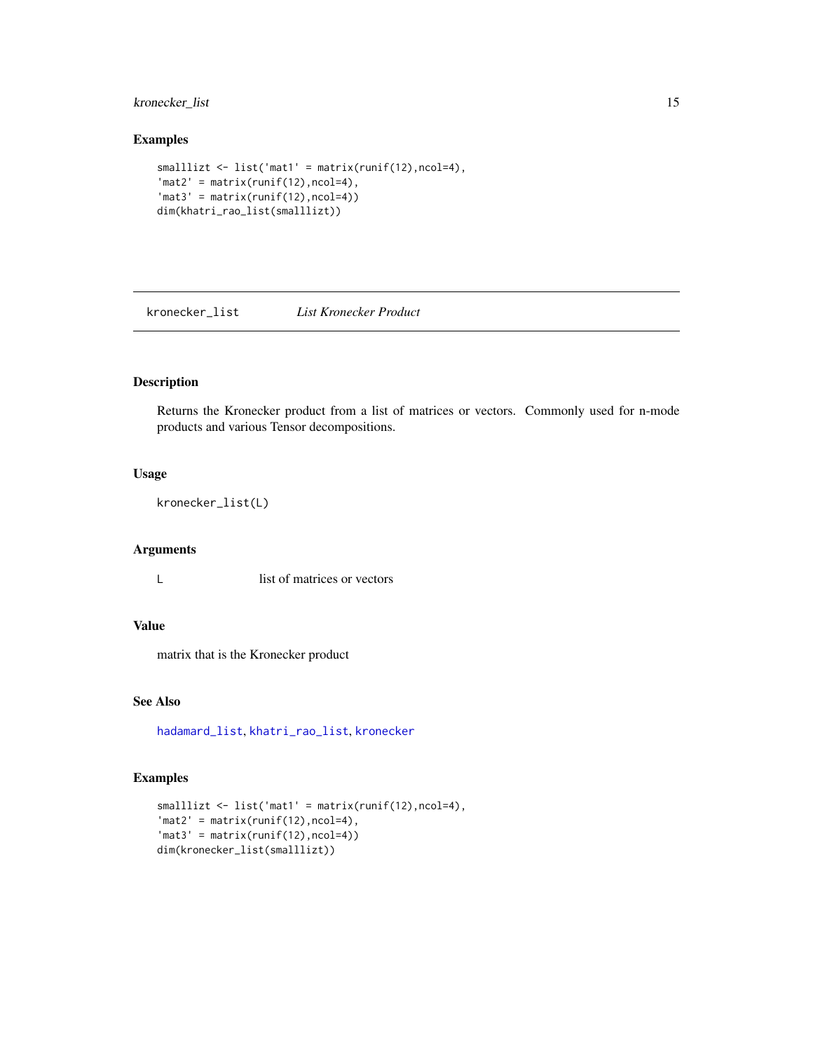## Examples

```
smalllizt <- list('mat1' = matrix(runif(12),ncol=4),
'mat2' = matrix(runif(12),ncol=4),
'mat3' = matrix(runif(12),ncol=4))
dim(khatri_rao_list(smalllizt))
```

---

## kronecker_list — *List Kronecker Product*

### Description

Returns the Kronecker product from a list of matrices or vectors. Commonly used for n-mode products and various Tensor decompositions.

### Usage

```
kronecker_list(L)
```

### Arguments

| | |
|---|---|
| L | list of matrices or vectors |

### Value

matrix that is the Kronecker product

### See Also

hadamard_list, khatri_rao_list, kronecker

### Examples

```
smalllizt <- list('mat1' = matrix(runif(12),ncol=4),
'mat2' = matrix(runif(12),ncol=4),
'mat3' = matrix(runif(12),ncol=4))
dim(kronecker_list(smalllizt))
```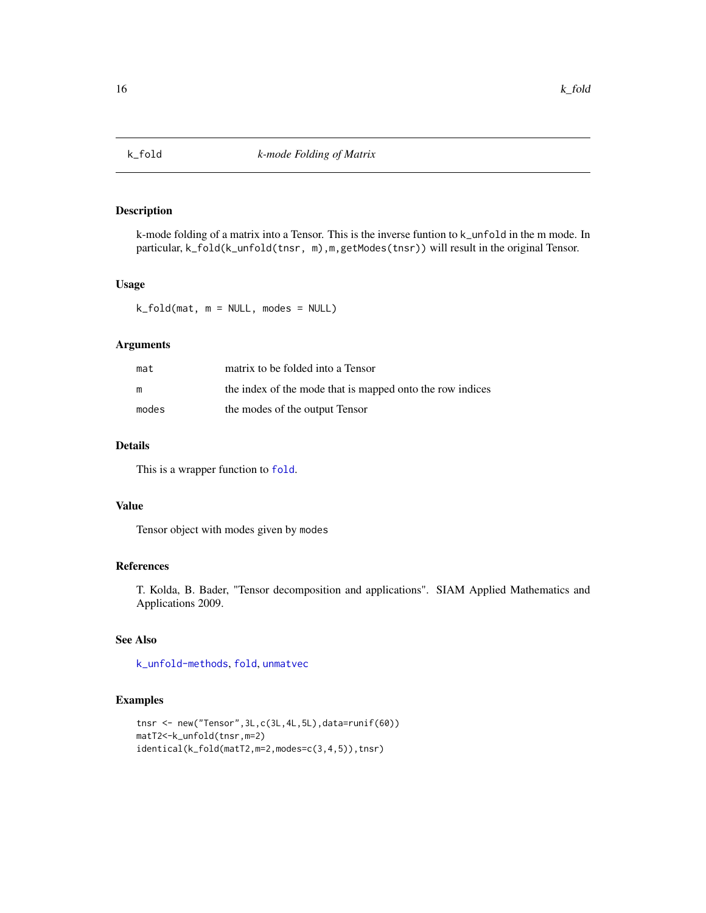# k_fold — *k-mode Folding of Matrix*

## Description

k-mode folding of a matrix into a Tensor. This is the inverse funtion to `k_unfold` in the m mode. In particular, `k_fold(k_unfold(tnsr, m),m,getModes(tnsr))` will result in the original Tensor.

## Usage

```
k_fold(mat, m = NULL, modes = NULL)
```

## Arguments

| | |
|---|---|
| `mat` | matrix to be folded into a Tensor |
| `m` | the index of the mode that is mapped onto the row indices |
| `modes` | the modes of the output Tensor |

## Details

This is a wrapper function to `fold`.

## Value

Tensor object with modes given by `modes`

## References

T. Kolda, B. Bader, "Tensor decomposition and applications". SIAM Applied Mathematics and Applications 2009.

## See Also

`k_unfold-methods`, `fold`, `unmatvec`

## Examples

```
tnsr <- new("Tensor",3L,c(3L,4L,5L),data=runif(60))
matT2<-k_unfold(tnsr,m=2)
identical(k_fold(matT2,m=2,modes=c(3,4,5)),tnsr)
```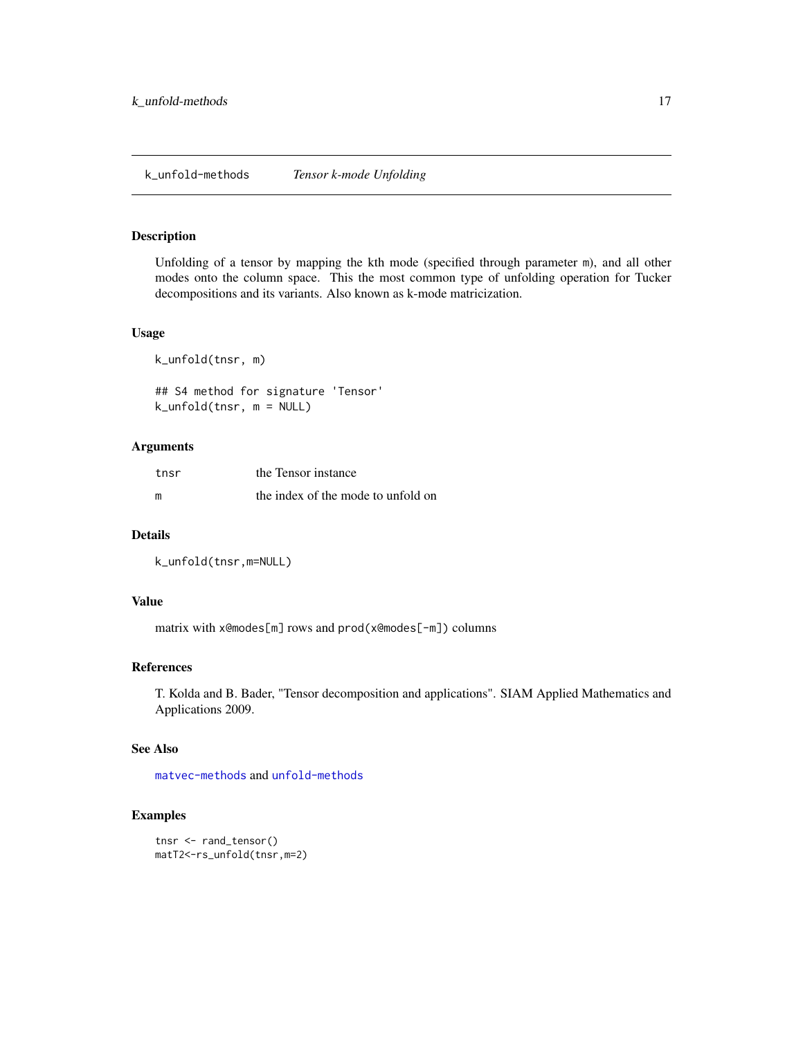## k_unfold-methods *Tensor k-mode Unfolding*

### Description

Unfolding of a tensor by mapping the kth mode (specified through parameter m), and all other modes onto the column space. This the most common type of unfolding operation for Tucker decompositions and its variants. Also known as k-mode matricization.

### Usage

```
k_unfold(tnsr, m)

## S4 method for signature 'Tensor'
k_unfold(tnsr, m = NULL)
```

### Arguments

| | |
|---|---|
| tnsr | the Tensor instance |
| m | the index of the mode to unfold on |

### Details

```
k_unfold(tnsr,m=NULL)
```

### Value

matrix with `x@modes[m]` rows and `prod(x@modes[-m])` columns

### References

T. Kolda and B. Bader, "Tensor decomposition and applications". SIAM Applied Mathematics and Applications 2009.

### See Also

`matvec-methods` and `unfold-methods`

### Examples

```
tnsr <- rand_tensor()
matT2<-rs_unfold(tnsr,m=2)
```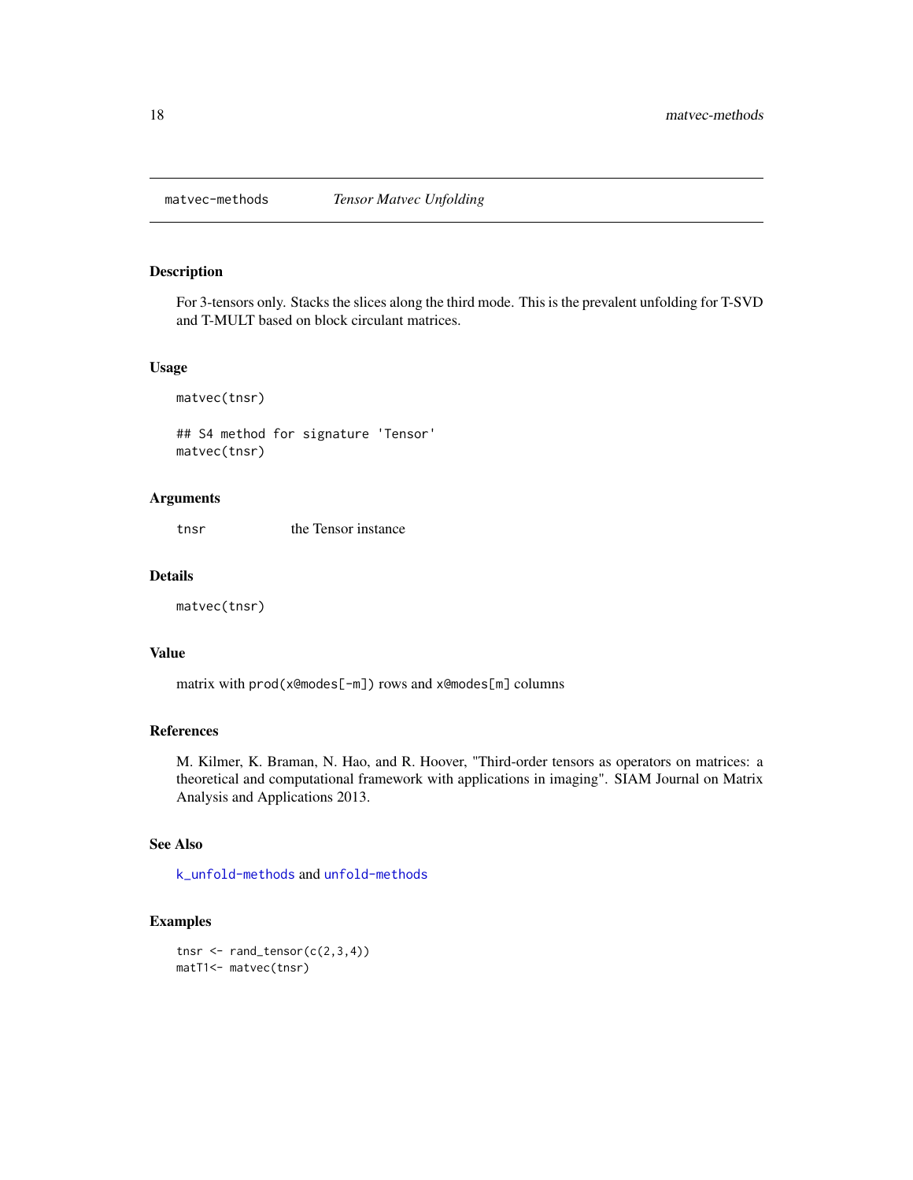# matvec-methods *Tensor Matvec Unfolding*

## Description

For 3-tensors only. Stacks the slices along the third mode. This is the prevalent unfolding for T-SVD and T-MULT based on block circulant matrices.

## Usage

```
matvec(tnsr)

## S4 method for signature 'Tensor'
matvec(tnsr)
```

## Arguments

| | |
|---|---|
| tnsr | the Tensor instance |

## Details

```
matvec(tnsr)
```

## Value

matrix with `prod(x@modes[-m])` rows and `x@modes[m]` columns

## References

M. Kilmer, K. Braman, N. Hao, and R. Hoover, "Third-order tensors as operators on matrices: a theoretical and computational framework with applications in imaging". SIAM Journal on Matrix Analysis and Applications 2013.

## See Also

`k_unfold-methods` and `unfold-methods`

## Examples

```
tnsr <- rand_tensor(c(2,3,4))
matT1<- matvec(tnsr)
```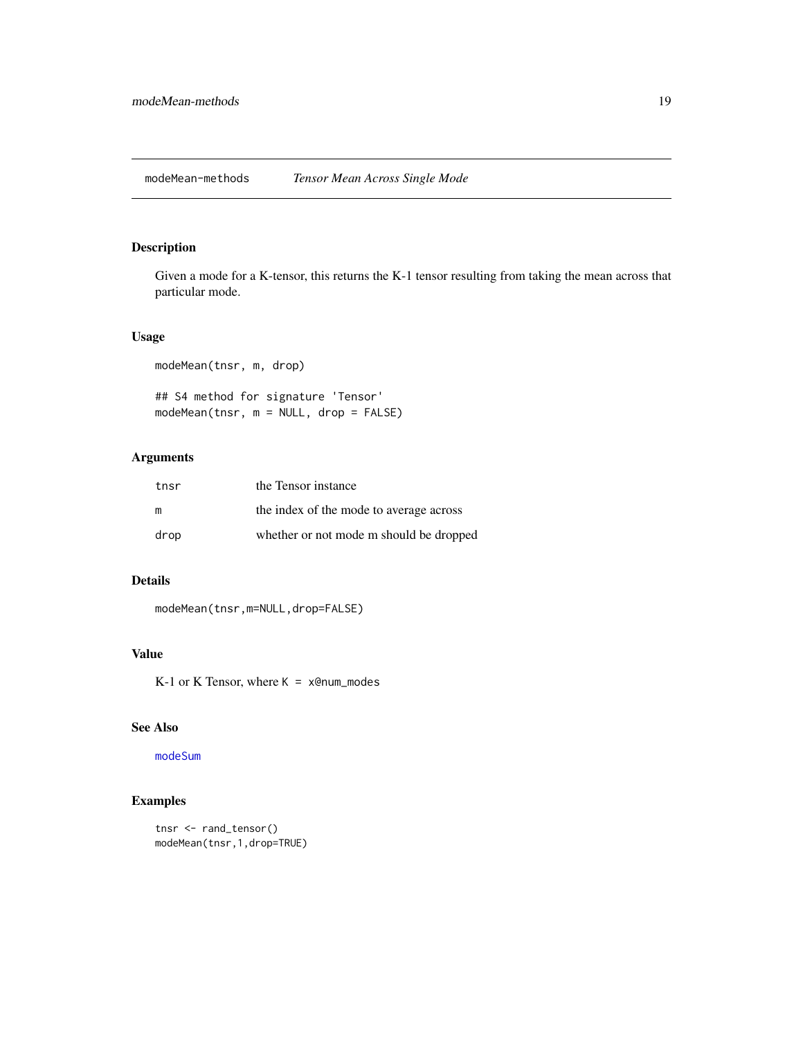# modeMean-methods — *Tensor Mean Across Single Mode*

## Description

Given a mode for a K-tensor, this returns the K-1 tensor resulting from taking the mean across that particular mode.

## Usage

```
modeMean(tnsr, m, drop)

## S4 method for signature 'Tensor'
modeMean(tnsr, m = NULL, drop = FALSE)
```

## Arguments

| | |
|---|---|
| `tnsr` | the Tensor instance |
| `m` | the index of the mode to average across |
| `drop` | whether or not mode m should be dropped |

## Details

`modeMean(tnsr,m=NULL,drop=FALSE)`

## Value

K-1 or K Tensor, where `K = x@num_modes`

## See Also

`modeSum`

## Examples

```
tnsr <- rand_tensor()
modeMean(tnsr,1,drop=TRUE)
```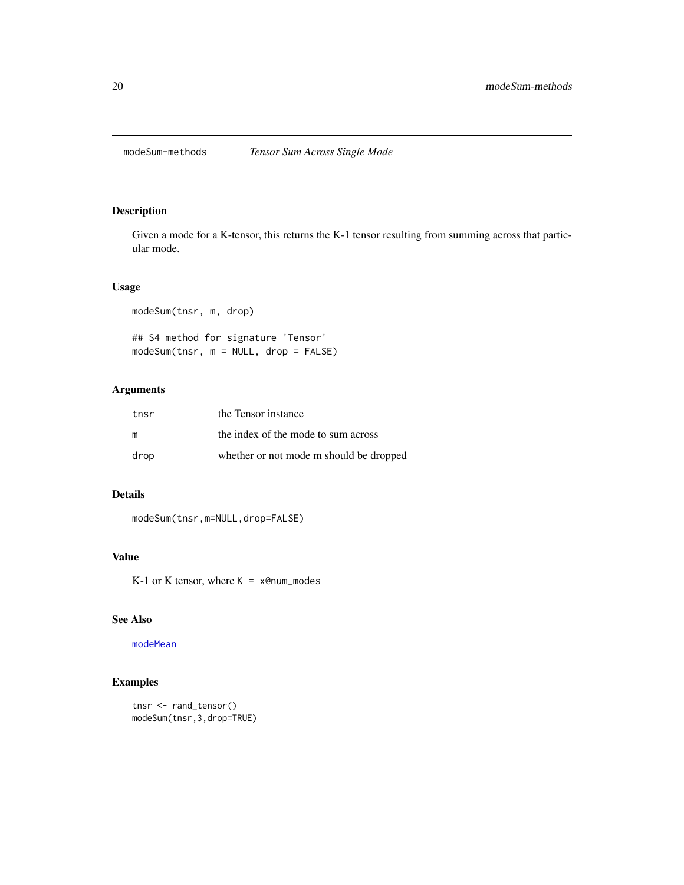## modeSum-methods — *Tensor Sum Across Single Mode*

### Description

Given a mode for a K-tensor, this returns the K-1 tensor resulting from summing across that particular mode.

### Usage

```
modeSum(tnsr, m, drop)

## S4 method for signature 'Tensor'
modeSum(tnsr, m = NULL, drop = FALSE)
```

### Arguments

| | |
|---|---|
| tnsr | the Tensor instance |
| m | the index of the mode to sum across |
| drop | whether or not mode m should be dropped |

### Details

`modeSum(tnsr,m=NULL,drop=FALSE)`

### Value

K-1 or K tensor, where `K = x@num_modes`

### See Also

`modeMean`

### Examples

```
tnsr <- rand_tensor()
modeSum(tnsr,3,drop=TRUE)
```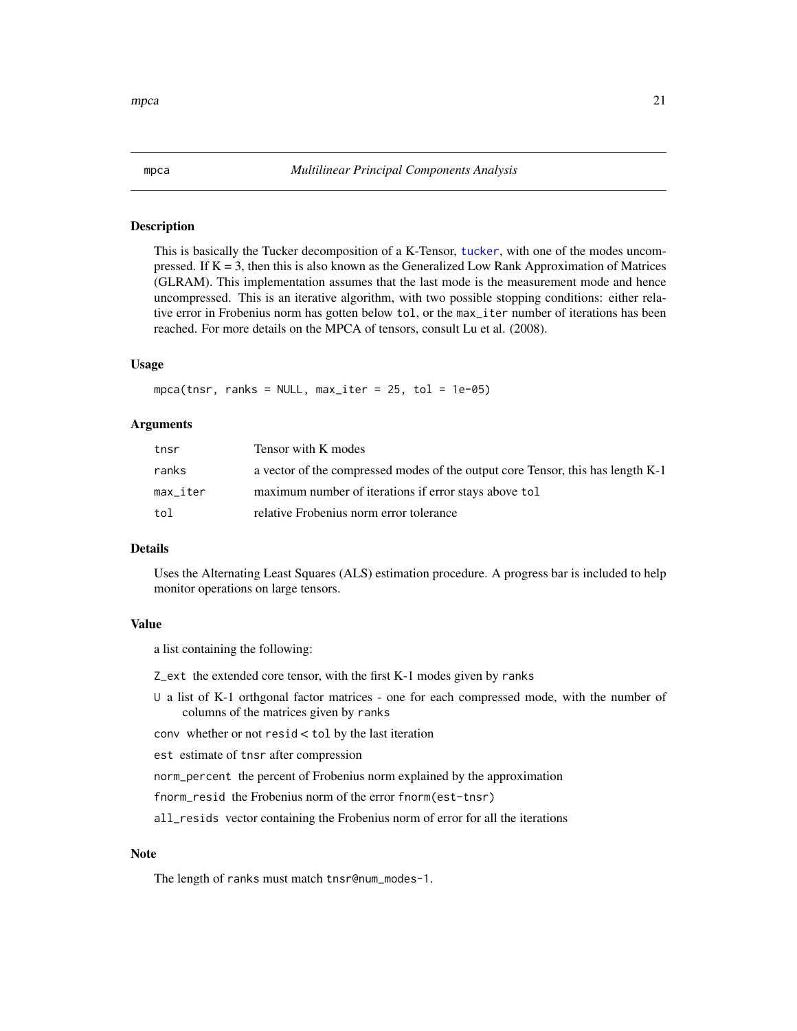mpca *Multilinear Principal Components Analysis*

### Description

This is basically the Tucker decomposition of a K-Tensor, `tucker`, with one of the modes uncompressed. If K = 3, then this is also known as the Generalized Low Rank Approximation of Matrices (GLRAM). This implementation assumes that the last mode is the measurement mode and hence uncompressed. This is an iterative algorithm, with two possible stopping conditions: either relative error in Frobenius norm has gotten below `tol`, or the `max_iter` number of iterations has been reached. For more details on the MPCA of tensors, consult Lu et al. (2008).

### Usage

```
mpca(tnsr, ranks = NULL, max_iter = 25, tol = 1e-05)
```

### Arguments

| | |
|---|---|
| `tnsr` | Tensor with K modes |
| `ranks` | a vector of the compressed modes of the output core Tensor, this has length K-1 |
| `max_iter` | maximum number of iterations if error stays above `tol` |
| `tol` | relative Frobenius norm error tolerance |

### Details

Uses the Alternating Least Squares (ALS) estimation procedure. A progress bar is included to help monitor operations on large tensors.

### Value

a list containing the following:

`Z_ext` the extended core tensor, with the first K-1 modes given by `ranks`

`U` a list of K-1 orthgonal factor matrices - one for each compressed mode, with the number of columns of the matrices given by `ranks`

`conv` whether or not `resid` < `tol` by the last iteration

`est` estimate of `tnsr` after compression

`norm_percent` the percent of Frobenius norm explained by the approximation

`fnorm_resid` the Frobenius norm of the error `fnorm(est-tnsr)`

`all_resids` vector containing the Frobenius norm of error for all the iterations

### Note

The length of `ranks` must match `tnsr@num_modes-1`.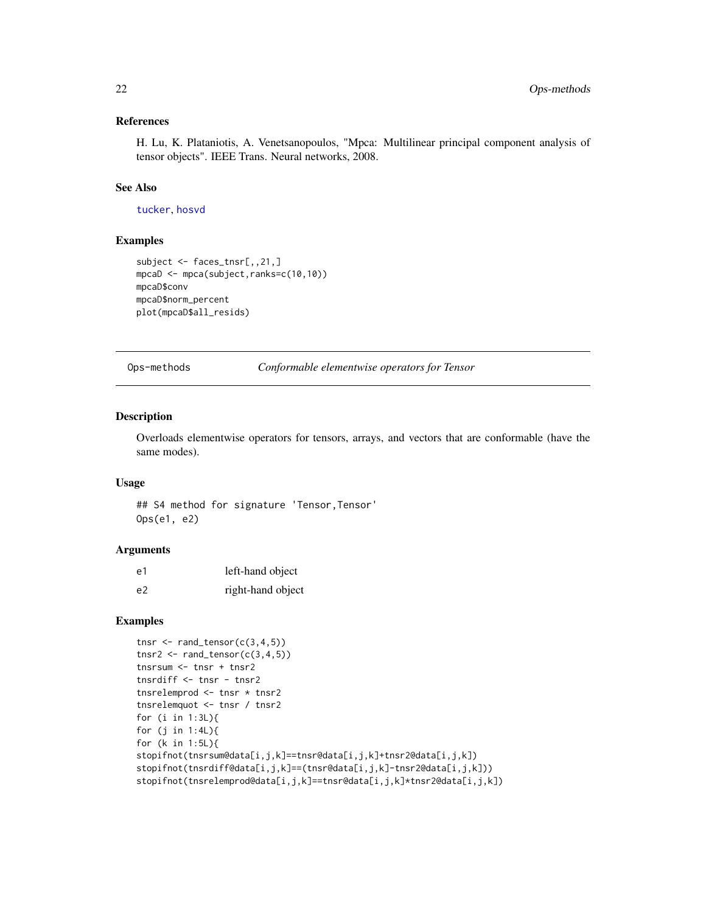### References

H. Lu, K. Plataniotis, A. Venetsanopoulos, "Mpca: Multilinear principal component analysis of tensor objects". IEEE Trans. Neural networks, 2008.

### See Also

tucker, hosvd

### Examples

```
subject <- faces_tnsr[,,21,]
mpcaD <- mpca(subject,ranks=c(10,10))
mpcaD$conv
mpcaD$norm_percent
plot(mpcaD$all_resids)
```

---

## Ops-methods *Conformable elementwise operators for Tensor*

### Description

Overloads elementwise operators for tensors, arrays, and vectors that are conformable (have the same modes).

### Usage

```
## S4 method for signature 'Tensor,Tensor'
Ops(e1, e2)
```

### Arguments

| | |
|---|---|
| e1 | left-hand object |
| e2 | right-hand object |

### Examples

```
tnsr <- rand_tensor(c(3,4,5))
tnsr2 <- rand_tensor(c(3,4,5))
tnsrsum <- tnsr + tnsr2
tnsrdiff <- tnsr - tnsr2
tnsrelemprod <- tnsr * tnsr2
tnsrelemquot <- tnsr / tnsr2
for (i in 1:3L){
for (j in 1:4L){
for (k in 1:5L){
stopifnot(tnsrsum@data[i,j,k]==tnsr@data[i,j,k]+tnsr2@data[i,j,k])
stopifnot(tnsrdiff@data[i,j,k]==(tnsr@data[i,j,k]-tnsr2@data[i,j,k]))
stopifnot(tnsrelemprod@data[i,j,k]==tnsr@data[i,j,k]*tnsr2@data[i,j,k])
```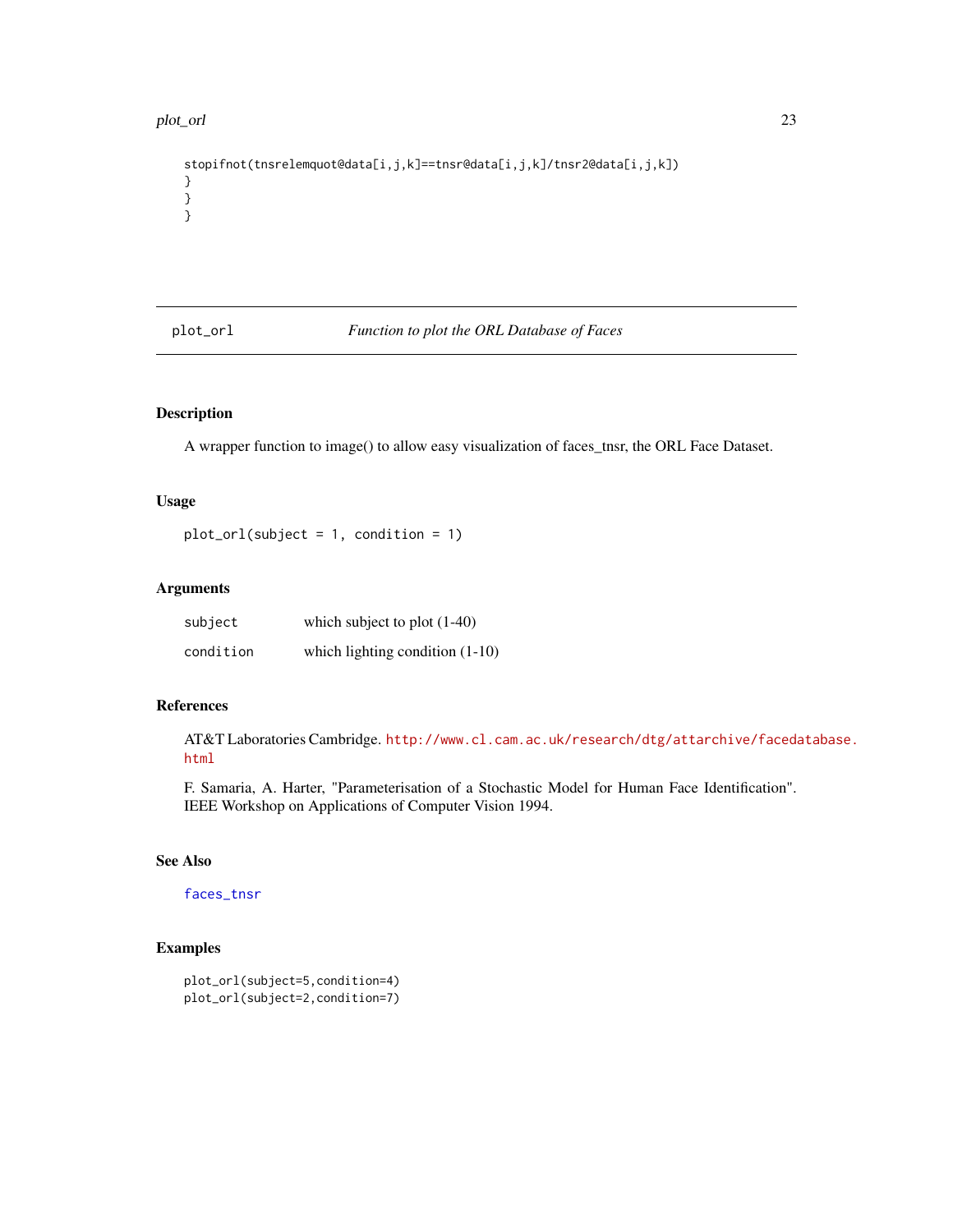```
stopifnot(tnsrelemquot@data[i,j,k]==tnsr@data[i,j,k]/tnsr2@data[i,j,k])
}
}
}
```

---

## plot_orl — *Function to plot the ORL Database of Faces*

### Description

A wrapper function to image() to allow easy visualization of faces_tnsr, the ORL Face Dataset.

### Usage

```
plot_orl(subject = 1, condition = 1)
```

### Arguments

| | |
|---|---|
| `subject` | which subject to plot (1-40) |
| `condition` | which lighting condition (1-10) |

### References

AT&T Laboratories Cambridge. http://www.cl.cam.ac.uk/research/dtg/attarchive/facedatabase.html

F. Samaria, A. Harter, "Parameterisation of a Stochastic Model for Human Face Identification". IEEE Workshop on Applications of Computer Vision 1994.

### See Also

faces_tnsr

### Examples

```
plot_orl(subject=5,condition=4)
plot_orl(subject=2,condition=7)
```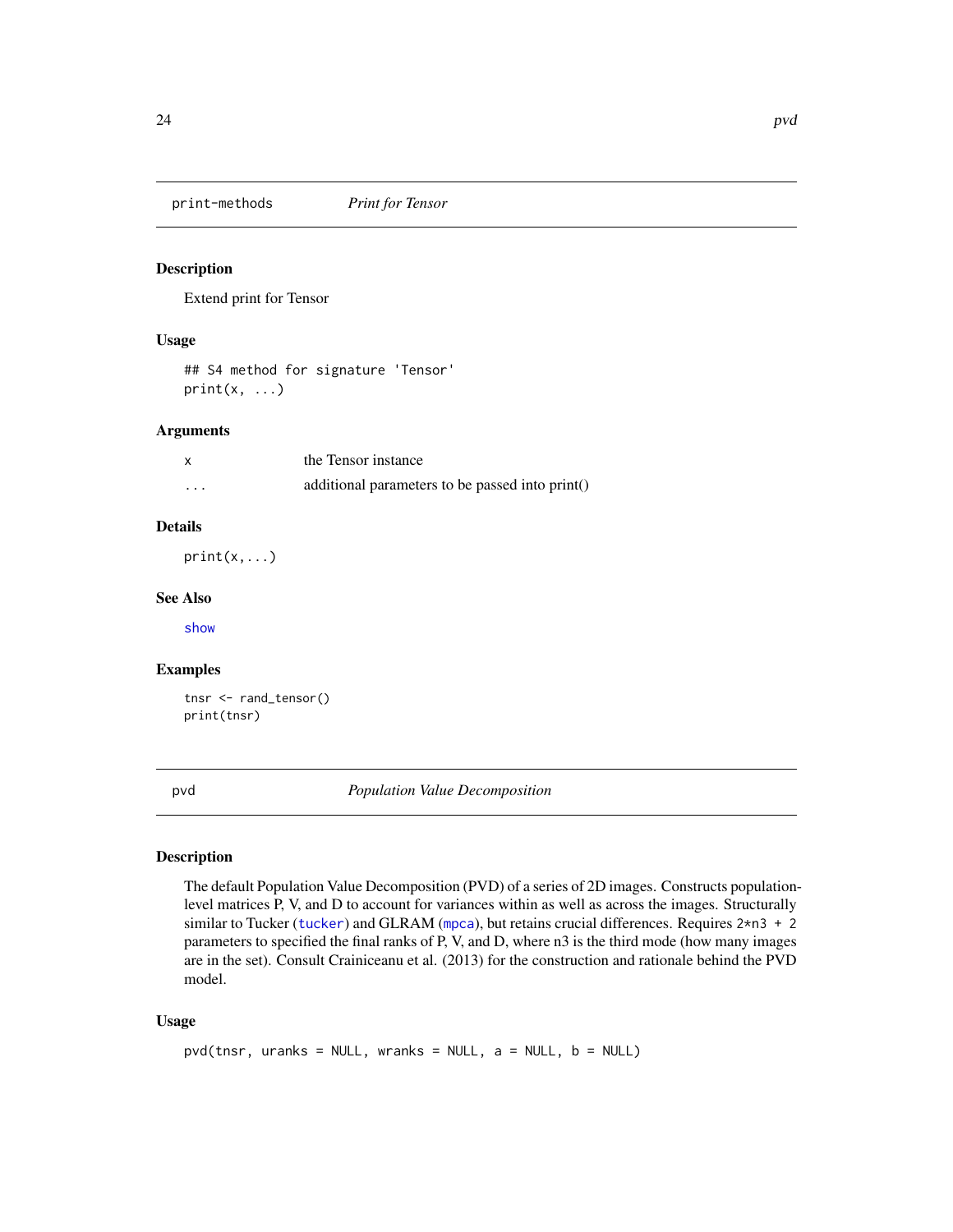## print-methods *Print for Tensor*

### Description

Extend print for Tensor

### Usage

```
## S4 method for signature 'Tensor'
print(x, ...)
```

### Arguments

| | |
|---|---|
| x | the Tensor instance |
| ... | additional parameters to be passed into print() |

### Details

```
print(x,...)
```

### See Also

show

### Examples

```
tnsr <- rand_tensor()
print(tnsr)
```

## pvd *Population Value Decomposition*

### Description

The default Population Value Decomposition (PVD) of a series of 2D images. Constructs population-level matrices P, V, and D to account for variances within as well as across the images. Structurally similar to Tucker (tucker) and GLRAM (mpca), but retains crucial differences. Requires 2*n3 + 2 parameters to specified the final ranks of P, V, and D, where n3 is the third mode (how many images are in the set). Consult Crainiceanu et al. (2013) for the construction and rationale behind the PVD model.

### Usage

```
pvd(tnsr, uranks = NULL, wranks = NULL, a = NULL, b = NULL)
```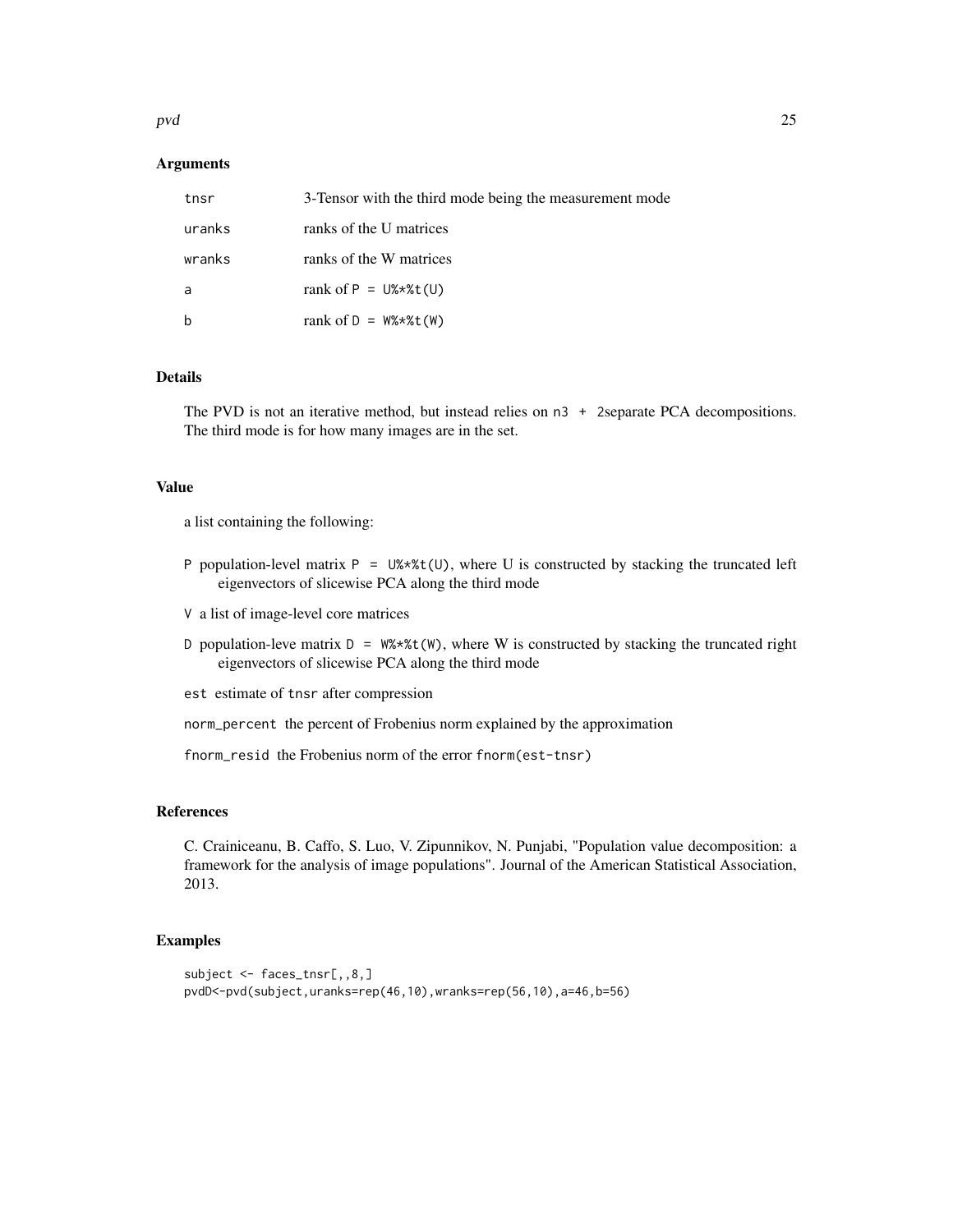### Arguments

| | |
|---|---|
| `tnsr` | 3-Tensor with the third mode being the measurement mode |
| `uranks` | ranks of the U matrices |
| `wranks` | ranks of the W matrices |
| `a` | rank of `P = U%*%t(U)` |
| `b` | rank of `D = W%*%t(W)` |

### Details

The PVD is not an iterative method, but instead relies on `n3 + 2`separate PCA decompositions. The third mode is for how many images are in the set.

### Value

a list containing the following:

`P` population-level matrix `P = U%*%t(U)`, where U is constructed by stacking the truncated left eigenvectors of slicewise PCA along the third mode

`V` a list of image-level core matrices

`D` population-leve matrix `D = W%*%t(W)`, where W is constructed by stacking the truncated right eigenvectors of slicewise PCA along the third mode

`est` estimate of `tnsr` after compression

`norm_percent` the percent of Frobenius norm explained by the approximation

`fnorm_resid` the Frobenius norm of the error `fnorm(est-tnsr)`

### References

C. Crainiceanu, B. Caffo, S. Luo, V. Zipunnikov, N. Punjabi, "Population value decomposition: a framework for the analysis of image populations". Journal of the American Statistical Association, 2013.

### Examples

```
subject <- faces_tnsr[,,8,]
pvdD<-pvd(subject,uranks=rep(46,10),wranks=rep(56,10),a=46,b=56)
```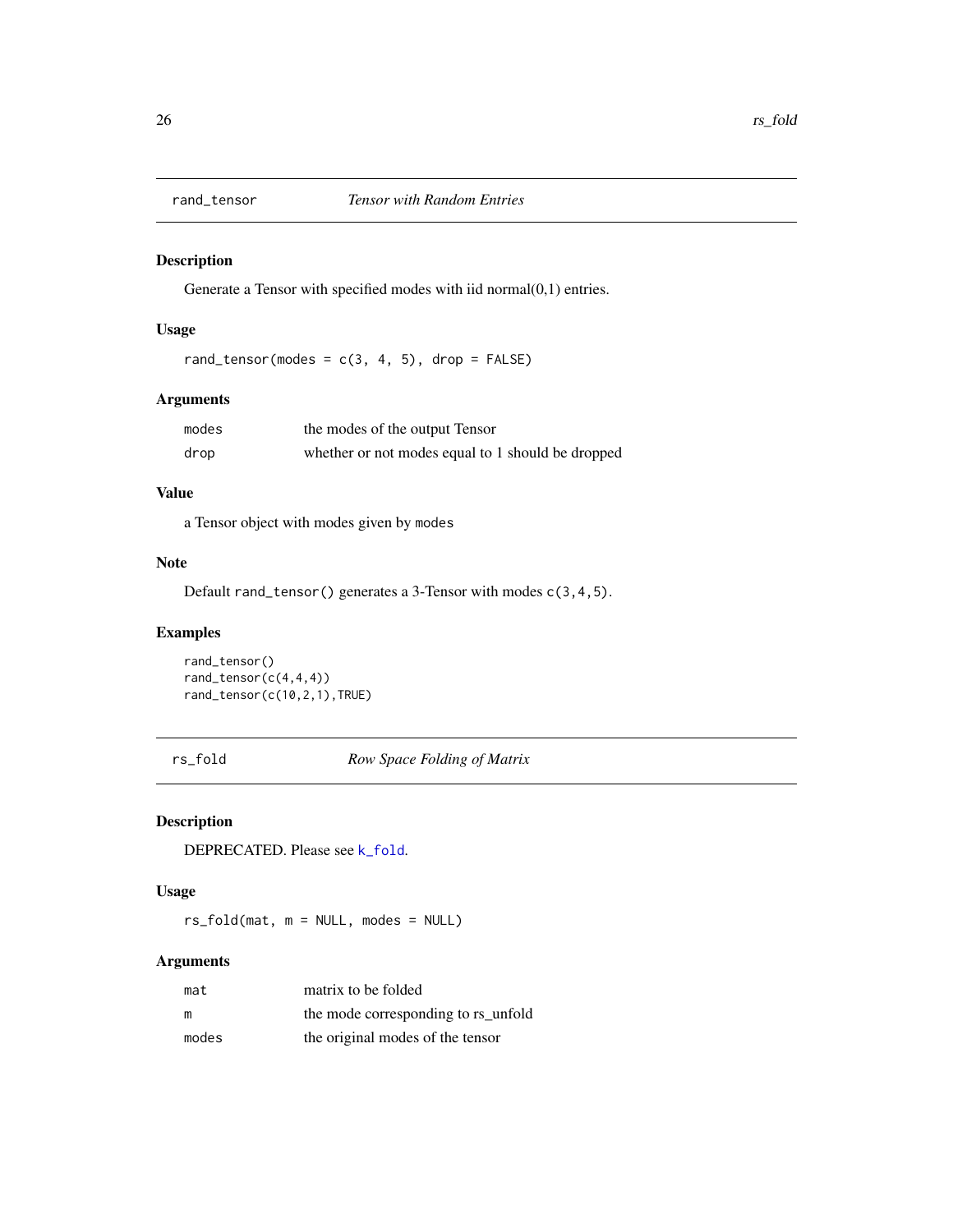## rand_tensor — *Tensor with Random Entries*

### Description

Generate a Tensor with specified modes with iid normal(0,1) entries.

### Usage

```
rand_tensor(modes = c(3, 4, 5), drop = FALSE)
```

### Arguments

| | |
|---|---|
| modes | the modes of the output Tensor |
| drop | whether or not modes equal to 1 should be dropped |

### Value

a Tensor object with modes given by `modes`

### Note

Default `rand_tensor()` generates a 3-Tensor with modes `c(3,4,5)`.

### Examples

```
rand_tensor()
rand_tensor(c(4,4,4))
rand_tensor(c(10,2,1),TRUE)
```

## rs_fold — *Row Space Folding of Matrix*

### Description

DEPRECATED. Please see `k_fold`.

### Usage

```
rs_fold(mat, m = NULL, modes = NULL)
```

### Arguments

| | |
|---|---|
| mat | matrix to be folded |
| m | the mode corresponding to rs_unfold |
| modes | the original modes of the tensor |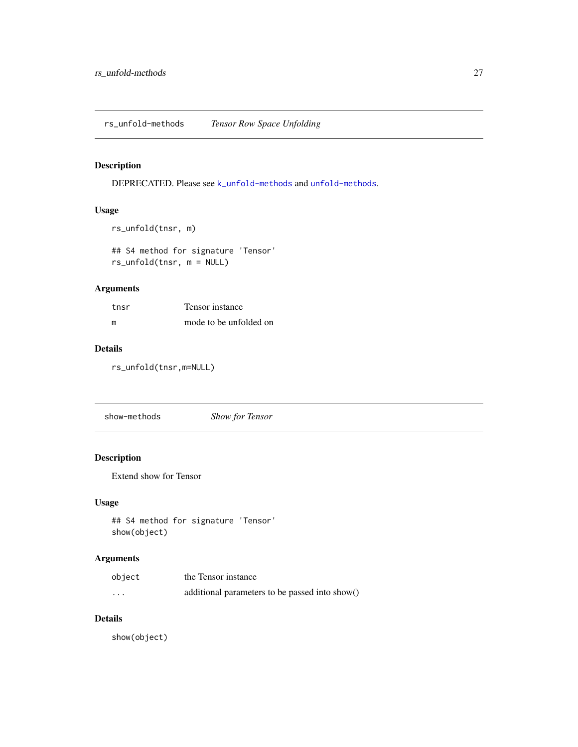## rs_unfold-methods — *Tensor Row Space Unfolding*

### Description

DEPRECATED. Please see `k_unfold-methods` and `unfold-methods`.

### Usage

```
rs_unfold(tnsr, m)

## S4 method for signature 'Tensor'
rs_unfold(tnsr, m = NULL)
```

### Arguments

| | |
|---|---|
| `tnsr` | Tensor instance |
| `m` | mode to be unfolded on |

### Details

```
rs_unfold(tnsr,m=NULL)
```

## show-methods — *Show for Tensor*

### Description

Extend show for Tensor

### Usage

```
## S4 method for signature 'Tensor'
show(object)
```

### Arguments

| | |
|---|---|
| `object` | the Tensor instance |
| `...` | additional parameters to be passed into show() |

### Details

```
show(object)
```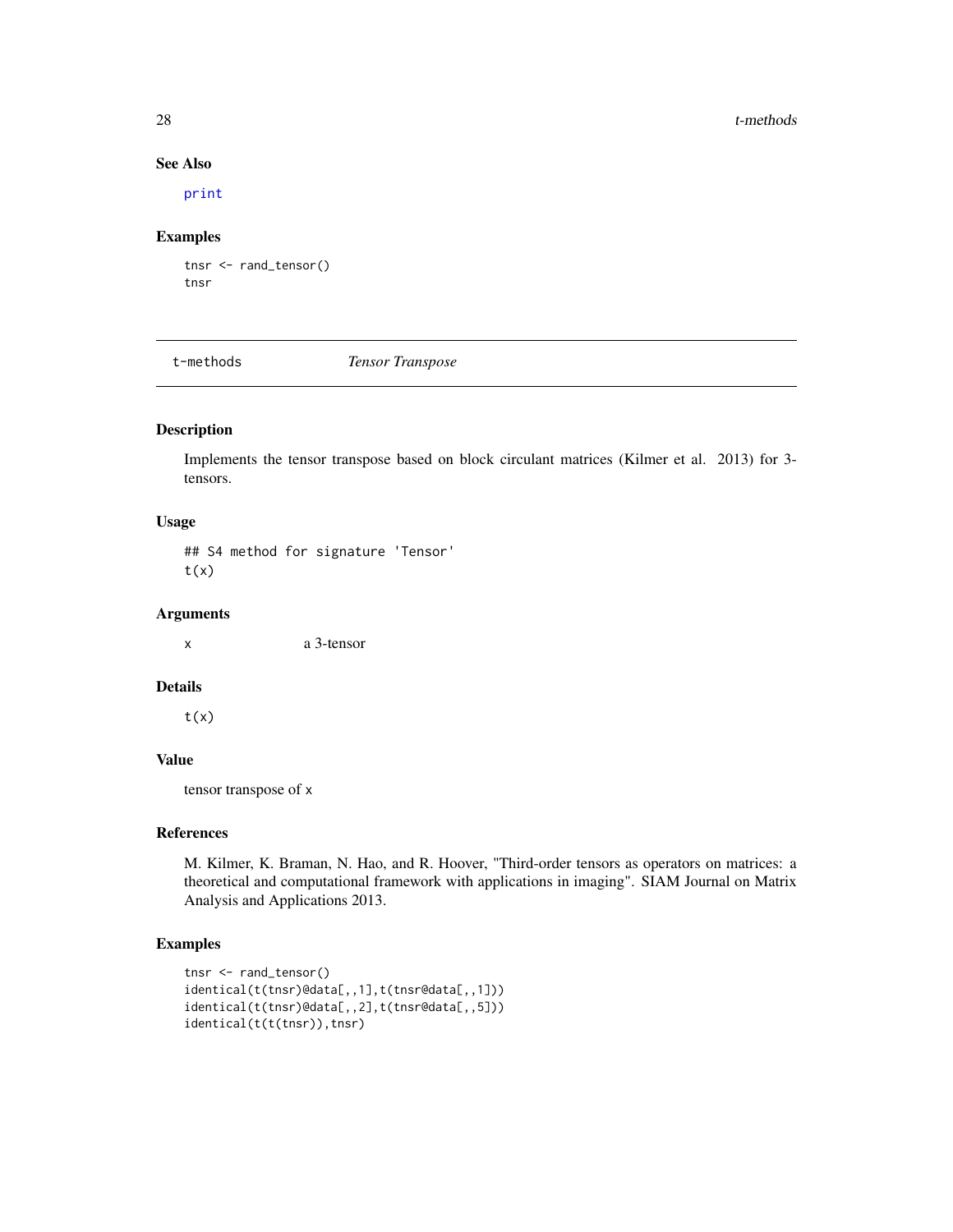### See Also

print

### Examples

```
tnsr <- rand_tensor()
tnsr
```

## t-methods    *Tensor Transpose*

### Description

Implements the tensor transpose based on block circulant matrices (Kilmer et al. 2013) for 3-tensors.

### Usage

```
## S4 method for signature 'Tensor'
t(x)
```

### Arguments

| | |
|---|---|
| x | a 3-tensor |

### Details

`t(x)`

### Value

tensor transpose of `x`

### References

M. Kilmer, K. Braman, N. Hao, and R. Hoover, "Third-order tensors as operators on matrices: a theoretical and computational framework with applications in imaging". SIAM Journal on Matrix Analysis and Applications 2013.

### Examples

```
tnsr <- rand_tensor()
identical(t(tnsr)@data[,,1],t(tnsr@data[,,1]))
identical(t(tnsr)@data[,,2],t(tnsr@data[,,5]))
identical(t(t(tnsr)),tnsr)
```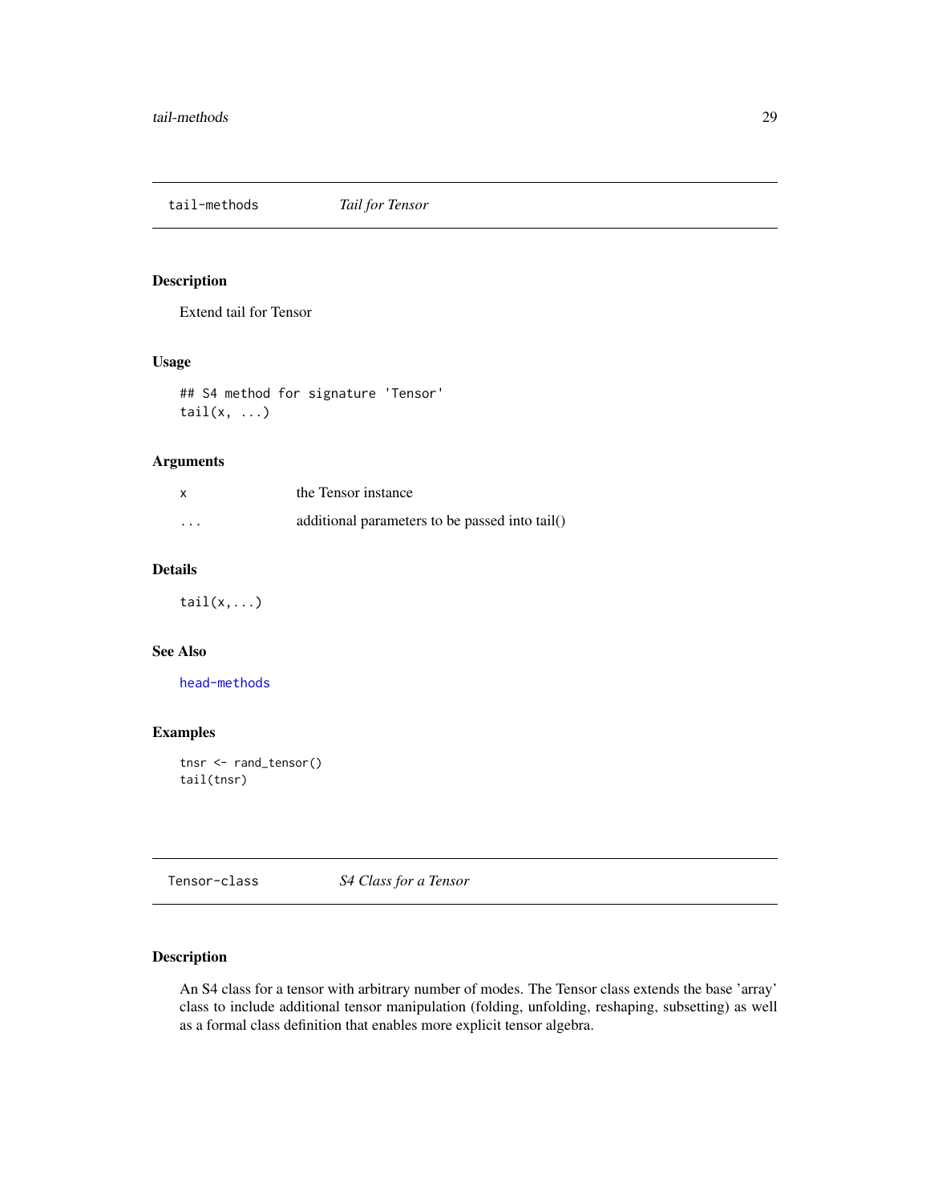## tail-methods *Tail for Tensor*

### Description

Extend tail for Tensor

### Usage

```
## S4 method for signature 'Tensor'
tail(x, ...)
```

### Arguments

| | |
|---|---|
| x | the Tensor instance |
| ... | additional parameters to be passed into tail() |

### Details

`tail(x,...)`

### See Also

head-methods

### Examples

```
tnsr <- rand_tensor()
tail(tnsr)
```

## Tensor-class *S4 Class for a Tensor*

### Description

An S4 class for a tensor with arbitrary number of modes. The Tensor class extends the base 'array' class to include additional tensor manipulation (folding, unfolding, reshaping, subsetting) as well as a formal class definition that enables more explicit tensor algebra.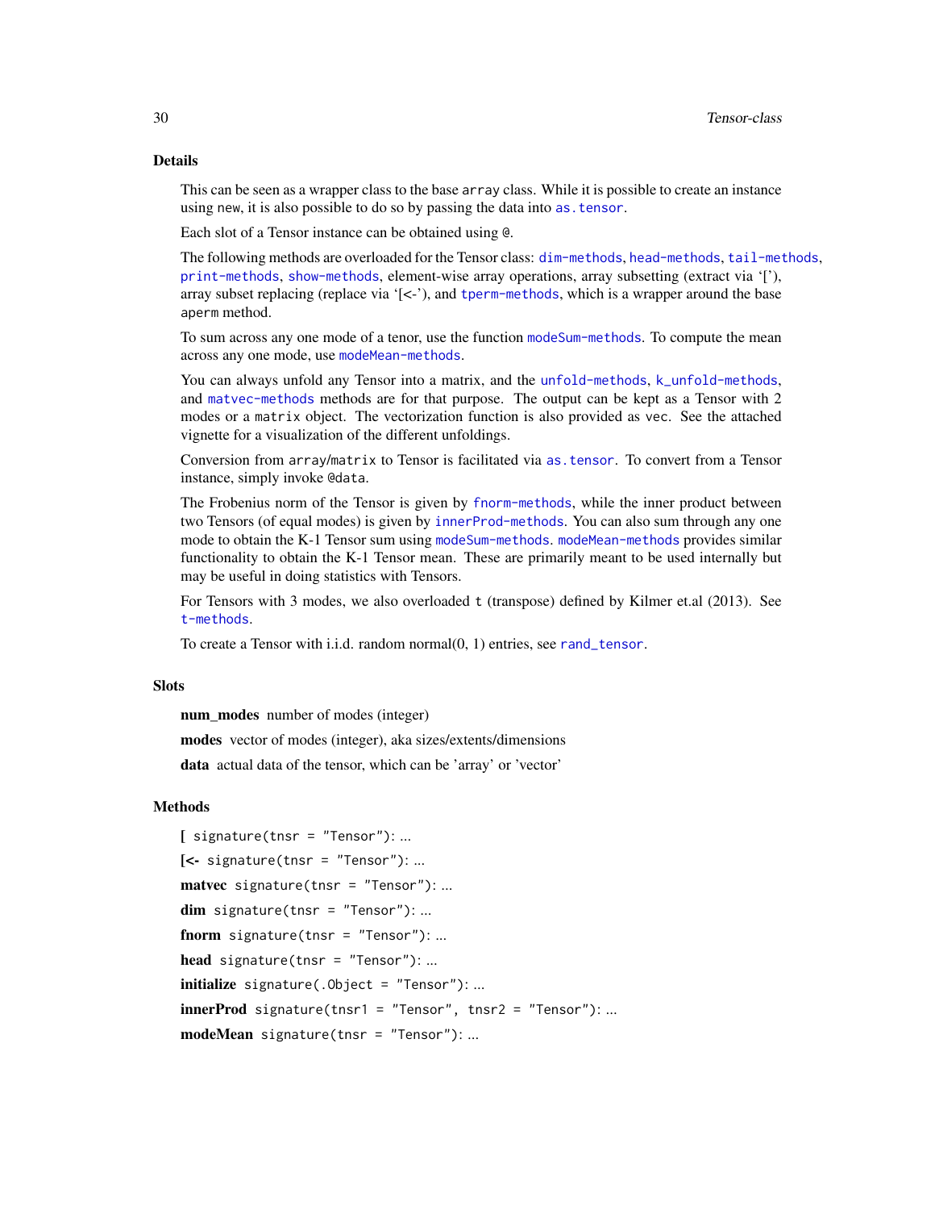## Details

This can be seen as a wrapper class to the base `array` class. While it is possible to create an instance using `new`, it is also possible to do so by passing the data into `as.tensor`.

Each slot of a Tensor instance can be obtained using `@`.

The following methods are overloaded for the Tensor class: `dim-methods`, `head-methods`, `tail-methods`, `print-methods`, `show-methods`, element-wise array operations, array subsetting (extract via '['), array subset replacing (replace via '[<-'), and `tperm-methods`, which is a wrapper around the base `aperm` method.

To sum across any one mode of a tenor, use the function `modeSum-methods`. To compute the mean across any one mode, use `modeMean-methods`.

You can always unfold any Tensor into a matrix, and the `unfold-methods`, `k_unfold-methods`, and `matvec-methods` methods are for that purpose. The output can be kept as a Tensor with 2 modes or a `matrix` object. The vectorization function is also provided as `vec`. See the attached vignette for a visualization of the different unfoldings.

Conversion from `array`/`matrix` to Tensor is facilitated via `as.tensor`. To convert from a Tensor instance, simply invoke `@data`.

The Frobenius norm of the Tensor is given by `fnorm-methods`, while the inner product between two Tensors (of equal modes) is given by `innerProd-methods`. You can also sum through any one mode to obtain the K-1 Tensor sum using `modeSum-methods`. `modeMean-methods` provides similar functionality to obtain the K-1 Tensor mean. These are primarily meant to be used internally but may be useful in doing statistics with Tensors.

For Tensors with 3 modes, we also overloaded `t` (transpose) defined by Kilmer et.al (2013). See `t-methods`.

To create a Tensor with i.i.d. random normal(0, 1) entries, see `rand_tensor`.

## Slots

**num_modes** number of modes (integer)

**modes** vector of modes (integer), aka sizes/extents/dimensions

**data** actual data of the tensor, which can be 'array' or 'vector'

## Methods

**[** `signature(tnsr = "Tensor")`: ...

**[<-** `signature(tnsr = "Tensor")`: ...

**matvec** `signature(tnsr = "Tensor")`: ...

**dim** `signature(tnsr = "Tensor")`: ...

**fnorm** `signature(tnsr = "Tensor")`: ...

**head** `signature(tnsr = "Tensor")`: ...

**initialize** `signature(.Object = "Tensor")`: ...

**innerProd** `signature(tnsr1 = "Tensor", tnsr2 = "Tensor")`: ...

**modeMean** `signature(tnsr = "Tensor")`: ...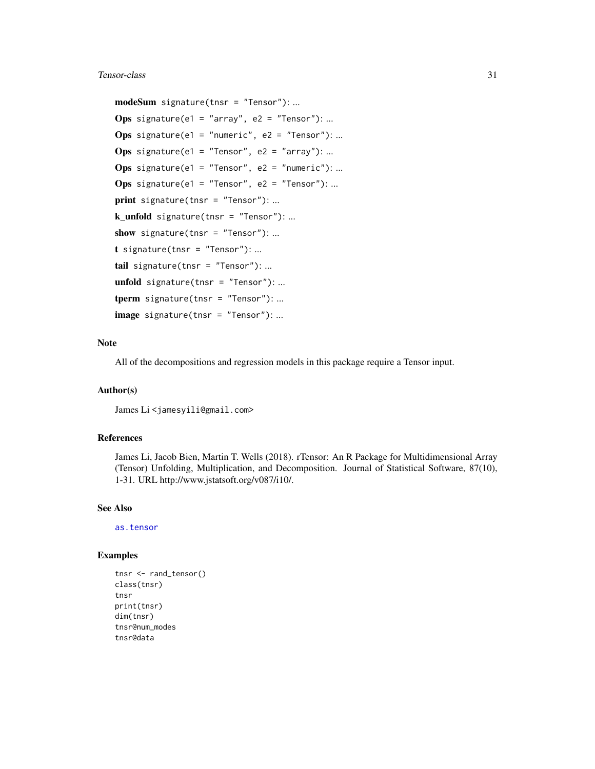**modeSum** `signature(tnsr = "Tensor")`: ...

**Ops** `signature(e1 = "array", e2 = "Tensor")`: ...

**Ops** `signature(e1 = "numeric", e2 = "Tensor")`: ...

**Ops** `signature(e1 = "Tensor", e2 = "array")`: ...

**Ops** `signature(e1 = "Tensor", e2 = "numeric")`: ...

**Ops** `signature(e1 = "Tensor", e2 = "Tensor")`: ...

**print** `signature(tnsr = "Tensor")`: ...

**k_unfold** `signature(tnsr = "Tensor")`: ...

**show** `signature(tnsr = "Tensor")`: ...

**t** `signature(tnsr = "Tensor")`: ...

**tail** `signature(tnsr = "Tensor")`: ...

**unfold** `signature(tnsr = "Tensor")`: ...

**tperm** `signature(tnsr = "Tensor")`: ...

**image** `signature(tnsr = "Tensor")`: ...

## Note

All of the decompositions and regression models in this package require a Tensor input.

## Author(s)

James Li <jamesyili@gmail.com>

## References

James Li, Jacob Bien, Martin T. Wells (2018). rTensor: An R Package for Multidimensional Array (Tensor) Unfolding, Multiplication, and Decomposition. Journal of Statistical Software, 87(10), 1-31. URL http://www.jstatsoft.org/v087/i10/.

## See Also

as.tensor

## Examples

```
tnsr <- rand_tensor()
class(tnsr)
tnsr
print(tnsr)
dim(tnsr)
tnsr@num_modes
tnsr@data
```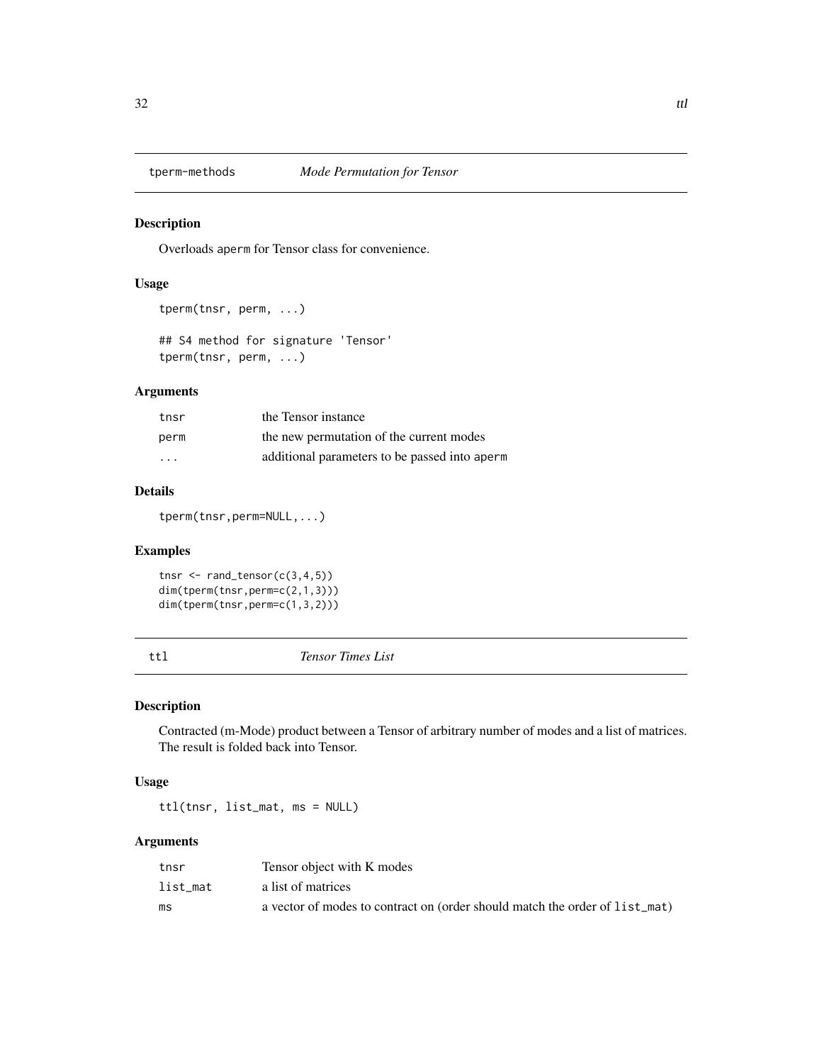## tperm-methods    *Mode Permutation for Tensor*

### Description

Overloads aperm for Tensor class for convenience.

### Usage

```
tperm(tnsr, perm, ...)

## S4 method for signature 'Tensor'
tperm(tnsr, perm, ...)
```

### Arguments

| | |
|---|---|
| tnsr | the Tensor instance |
| perm | the new permutation of the current modes |
| ... | additional parameters to be passed into aperm |

### Details

```
tperm(tnsr,perm=NULL,...)
```

### Examples

```
tnsr <- rand_tensor(c(3,4,5))
dim(tperm(tnsr,perm=c(2,1,3)))
dim(tperm(tnsr,perm=c(1,3,2)))
```

## ttl    *Tensor Times List*

### Description

Contracted (m-Mode) product between a Tensor of arbitrary number of modes and a list of matrices. The result is folded back into Tensor.

### Usage

```
ttl(tnsr, list_mat, ms = NULL)
```

### Arguments

| | |
|---|---|
| tnsr | Tensor object with K modes |
| list_mat | a list of matrices |
| ms | a vector of modes to contract on (order should match the order of list_mat) |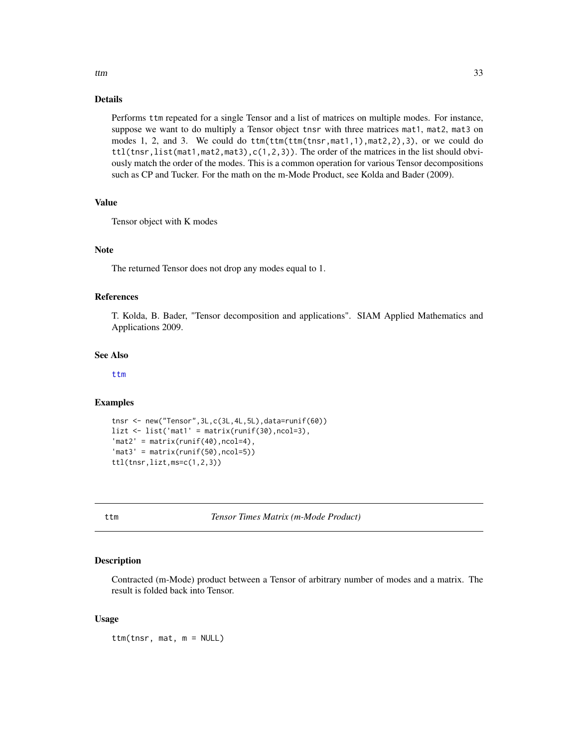## Details

Performs `ttm` repeated for a single Tensor and a list of matrices on multiple modes. For instance, suppose we want to do multiply a Tensor object `tnsr` with three matrices `mat1`, `mat2`, `mat3` on modes 1, 2, and 3. We could do `ttm(ttm(ttm(tnsr,mat1,1),mat2,2),3)`, or we could do `ttl(tnsr,list(mat1,mat2,mat3),c(1,2,3))`. The order of the matrices in the list should obviously match the order of the modes. This is a common operation for various Tensor decompositions such as CP and Tucker. For the math on the m-Mode Product, see Kolda and Bader (2009).

## Value

Tensor object with K modes

## Note

The returned Tensor does not drop any modes equal to 1.

## References

T. Kolda, B. Bader, "Tensor decomposition and applications". SIAM Applied Mathematics and Applications 2009.

## See Also

ttm

## Examples

```
tnsr <- new("Tensor",3L,c(3L,4L,5L),data=runif(60))
lizt <- list('mat1' = matrix(runif(30),ncol=3),
'mat2' = matrix(runif(40),ncol=4),
'mat3' = matrix(runif(50),ncol=5))
ttl(tnsr,lizt,ms=c(1,2,3))
```

---

# ttm — *Tensor Times Matrix (m-Mode Product)*

## Description

Contracted (m-Mode) product between a Tensor of arbitrary number of modes and a matrix. The result is folded back into Tensor.

## Usage

```
ttm(tnsr, mat, m = NULL)
```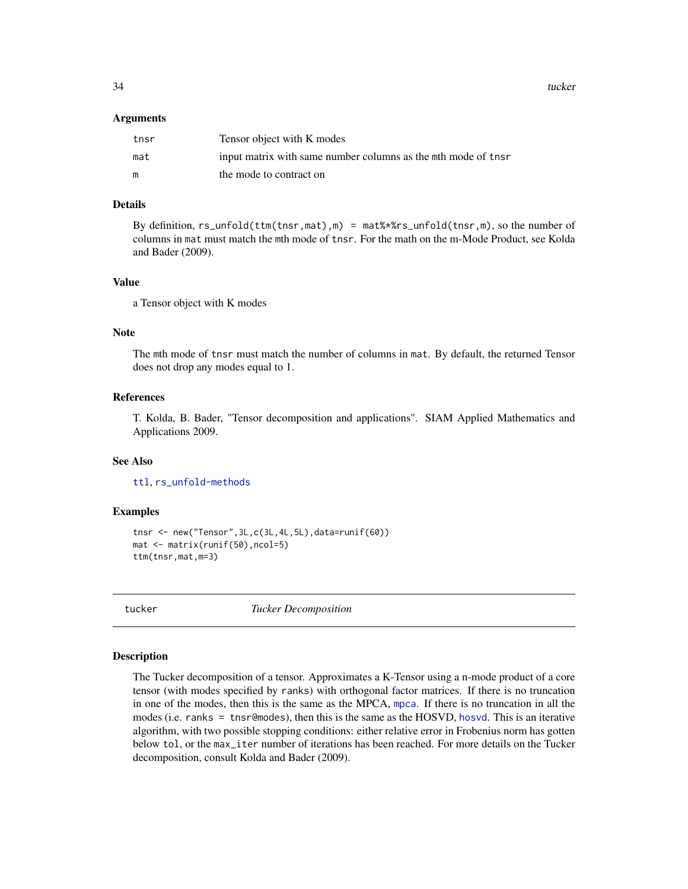### Arguments

| | |
|---|---|
| tnsr | Tensor object with K modes |
| mat | input matrix with same number columns as the mth mode of tnsr |
| m | the mode to contract on |

### Details

By definition, `rs_unfold(ttm(tnsr,mat),m) = mat%*%rs_unfold(tnsr,m)`, so the number of columns in mat must match the mth mode of tnsr. For the math on the m-Mode Product, see Kolda and Bader (2009).

### Value

a Tensor object with K modes

### Note

The mth mode of tnsr must match the number of columns in mat. By default, the returned Tensor does not drop any modes equal to 1.

### References

T. Kolda, B. Bader, "Tensor decomposition and applications". SIAM Applied Mathematics and Applications 2009.

### See Also

ttl, rs_unfold-methods

### Examples

```
tnsr <- new("Tensor",3L,c(3L,4L,5L),data=runif(60))
mat <- matrix(runif(50),ncol=5)
ttm(tnsr,mat,m=3)
```

---

## tucker — *Tucker Decomposition*

---

### Description

The Tucker decomposition of a tensor. Approximates a K-Tensor using a n-mode product of a core tensor (with modes specified by ranks) with orthogonal factor matrices. If there is no truncation in one of the modes, then this is the same as the MPCA, mpca. If there is no truncation in all the modes (i.e. `ranks = tnsr@modes`), then this is the same as the HOSVD, hosvd. This is an iterative algorithm, with two possible stopping conditions: either relative error in Frobenius norm has gotten below tol, or the max_iter number of iterations has been reached. For more details on the Tucker decomposition, consult Kolda and Bader (2009).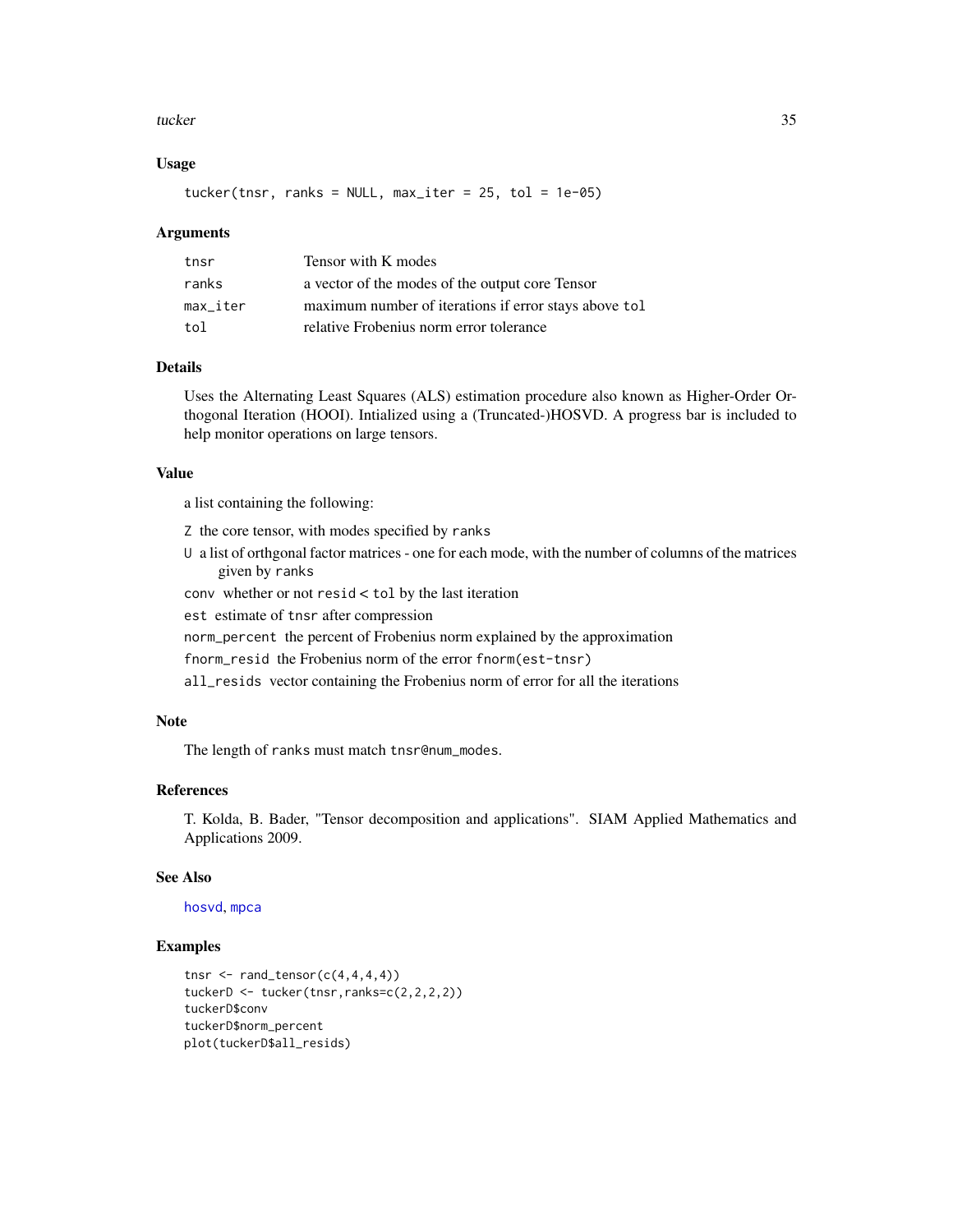### Usage

```
tucker(tnsr, ranks = NULL, max_iter = 25, tol = 1e-05)
```

### Arguments

| | |
|---|---|
| tnsr | Tensor with K modes |
| ranks | a vector of the modes of the output core Tensor |
| max_iter | maximum number of iterations if error stays above tol |
| tol | relative Frobenius norm error tolerance |

### Details

Uses the Alternating Least Squares (ALS) estimation procedure also known as Higher-Order Orthogonal Iteration (HOOI). Intialized using a (Truncated-)HOSVD. A progress bar is included to help monitor operations on large tensors.

### Value

a list containing the following:

- Z the core tensor, with modes specified by ranks
- U a list of orthgonal factor matrices - one for each mode, with the number of columns of the matrices given by ranks
- conv whether or not resid < tol by the last iteration
- est estimate of tnsr after compression
- norm_percent the percent of Frobenius norm explained by the approximation
- fnorm_resid the Frobenius norm of the error fnorm(est-tnsr)
- all_resids vector containing the Frobenius norm of error for all the iterations

### Note

The length of ranks must match tnsr@num_modes.

### References

T. Kolda, B. Bader, "Tensor decomposition and applications". SIAM Applied Mathematics and Applications 2009.

### See Also

hosvd, mpca

### Examples

```
tnsr <- rand_tensor(c(4,4,4,4))
tuckerD <- tucker(tnsr,ranks=c(2,2,2,2))
tuckerD$conv
tuckerD$norm_percent
plot(tuckerD$all_resids)
```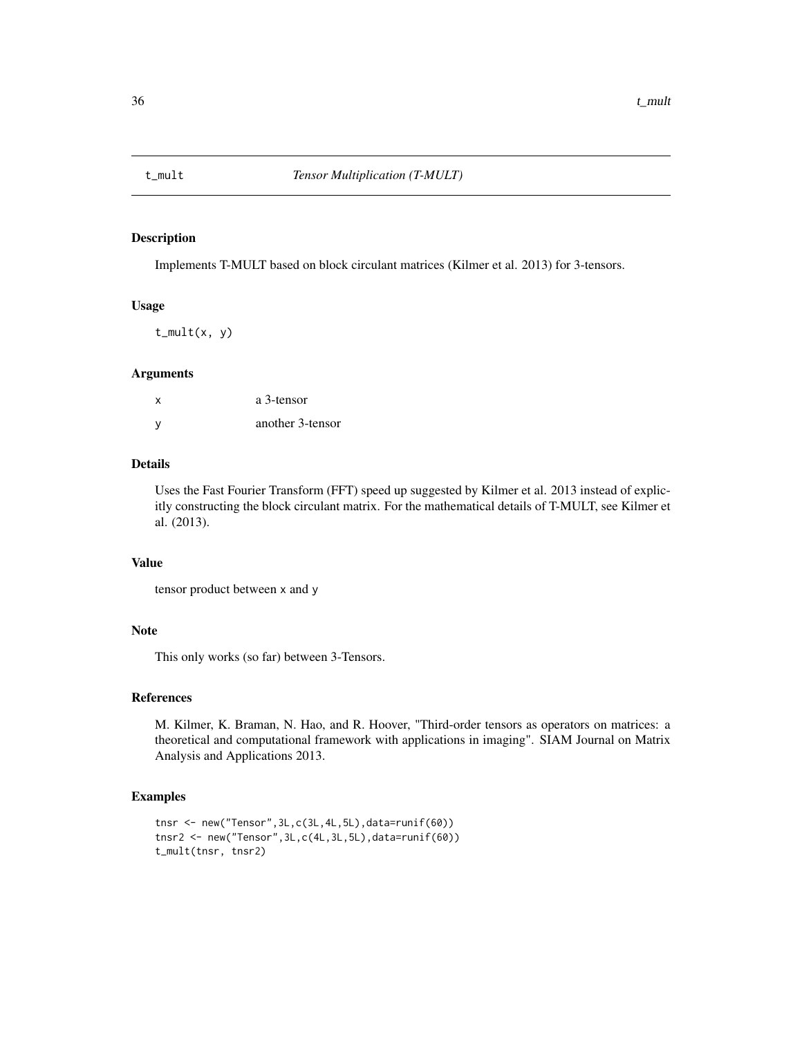# t_mult — *Tensor Multiplication (T-MULT)*

## Description

Implements T-MULT based on block circulant matrices (Kilmer et al. 2013) for 3-tensors.

## Usage

```
t_mult(x, y)
```

## Arguments

| | |
|---|---|
| x | a 3-tensor |
| y | another 3-tensor |

## Details

Uses the Fast Fourier Transform (FFT) speed up suggested by Kilmer et al. 2013 instead of explicitly constructing the block circulant matrix. For the mathematical details of T-MULT, see Kilmer et al. (2013).

## Value

tensor product between `x` and `y`

## Note

This only works (so far) between 3-Tensors.

## References

M. Kilmer, K. Braman, N. Hao, and R. Hoover, "Third-order tensors as operators on matrices: a theoretical and computational framework with applications in imaging". SIAM Journal on Matrix Analysis and Applications 2013.

## Examples

```
tnsr <- new("Tensor",3L,c(3L,4L,5L),data=runif(60))
tnsr2 <- new("Tensor",3L,c(4L,3L,5L),data=runif(60))
t_mult(tnsr, tnsr2)
```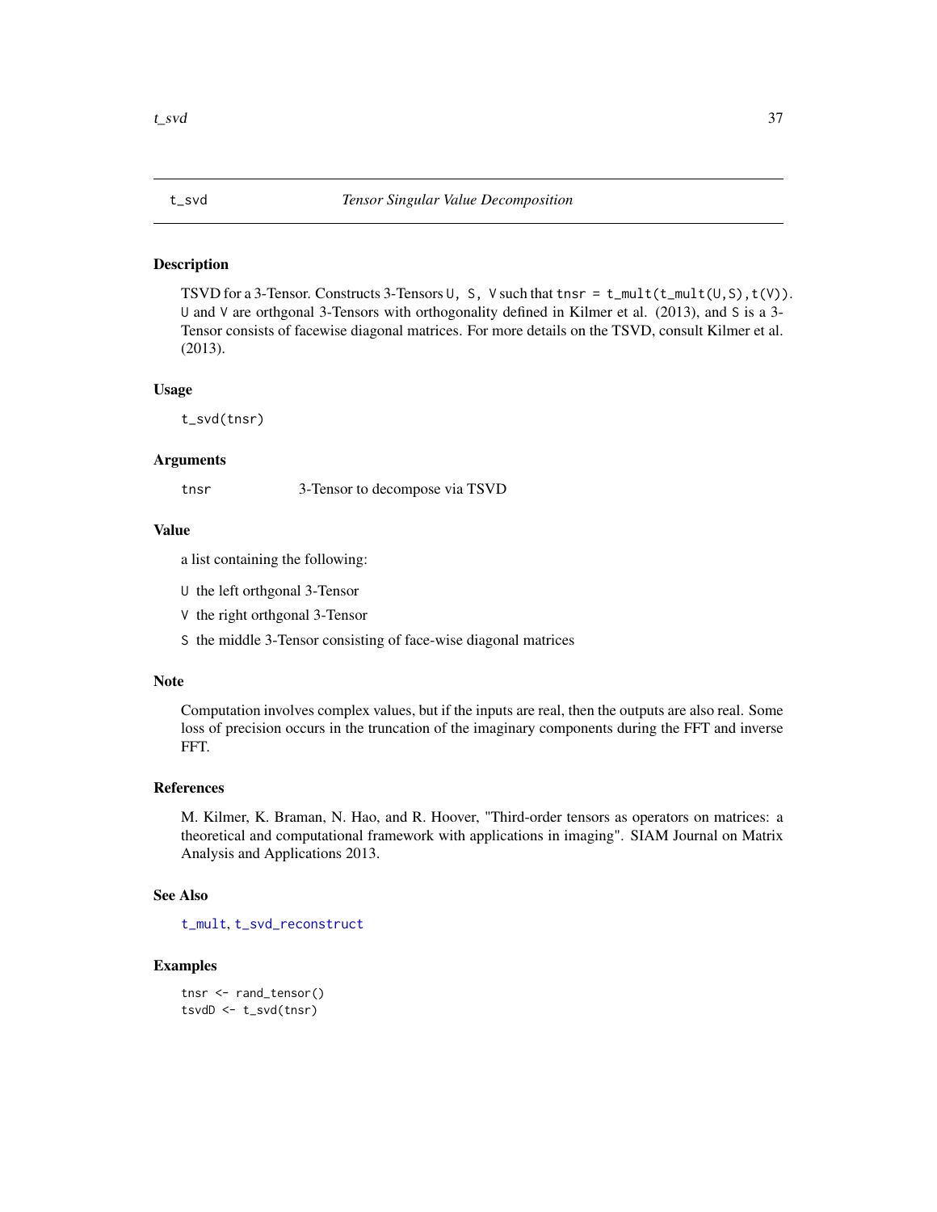## t_svd — *Tensor Singular Value Decomposition*

### Description

TSVD for a 3-Tensor. Constructs 3-Tensors `U, S, V` such that `tnsr = t_mult(t_mult(U,S),t(V))`. `U` and `V` are orthgonal 3-Tensors with orthogonality defined in Kilmer et al. (2013), and `S` is a 3-Tensor consists of facewise diagonal matrices. For more details on the TSVD, consult Kilmer et al. (2013).

### Usage

```
t_svd(tnsr)
```

### Arguments

| | |
|---|---|
| `tnsr` | 3-Tensor to decompose via TSVD |

### Value

a list containing the following:

- `U` the left orthgonal 3-Tensor
- `V` the right orthgonal 3-Tensor
- `S` the middle 3-Tensor consisting of face-wise diagonal matrices

### Note

Computation involves complex values, but if the inputs are real, then the outputs are also real. Some loss of precision occurs in the truncation of the imaginary components during the FFT and inverse FFT.

### References

M. Kilmer, K. Braman, N. Hao, and R. Hoover, "Third-order tensors as operators on matrices: a theoretical and computational framework with applications in imaging". SIAM Journal on Matrix Analysis and Applications 2013.

### See Also

`t_mult`, `t_svd_reconstruct`

### Examples

```
tnsr <- rand_tensor()
tsvdD <- t_svd(tnsr)
```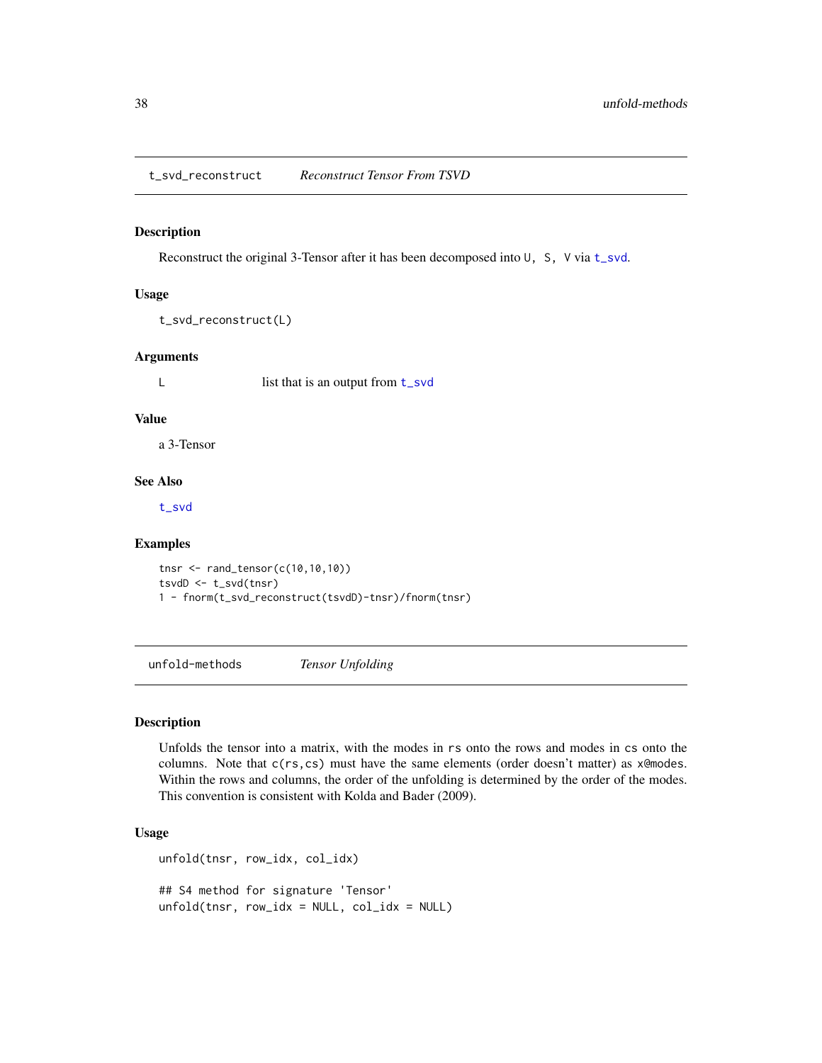## t_svd_reconstruct *Reconstruct Tensor From TSVD*

### Description

Reconstruct the original 3-Tensor after it has been decomposed into `U, S, V` via `t_svd`.

### Usage

```
t_svd_reconstruct(L)
```

### Arguments

| | |
|---|---|
| `L` | list that is an output from `t_svd` |

### Value

a 3-Tensor

### See Also

`t_svd`

### Examples

```
tnsr <- rand_tensor(c(10,10,10))
tsvdD <- t_svd(tnsr)
1 - fnorm(t_svd_reconstruct(tsvdD)-tnsr)/fnorm(tnsr)
```

## unfold-methods *Tensor Unfolding*

### Description

Unfolds the tensor into a matrix, with the modes in `rs` onto the rows and modes in `cs` onto the columns. Note that `c(rs,cs)` must have the same elements (order doesn't matter) as `x@modes`. Within the rows and columns, the order of the unfolding is determined by the order of the modes. This convention is consistent with Kolda and Bader (2009).

### Usage

```
unfold(tnsr, row_idx, col_idx)

## S4 method for signature 'Tensor'
unfold(tnsr, row_idx = NULL, col_idx = NULL)
```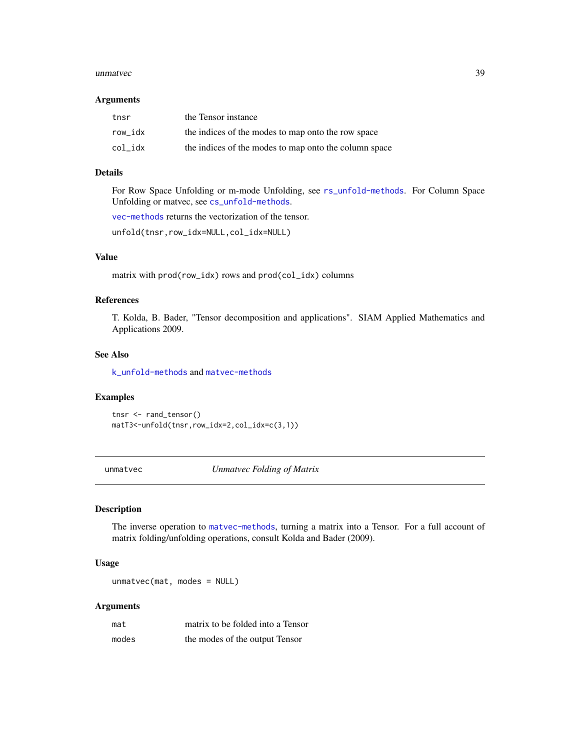### Arguments

| | |
|---|---|
| tnsr | the Tensor instance |
| row_idx | the indices of the modes to map onto the row space |
| col_idx | the indices of the modes to map onto the column space |

### Details

For Row Space Unfolding or m-mode Unfolding, see `rs_unfold-methods`. For Column Space Unfolding or matvec, see `cs_unfold-methods`.

`vec-methods` returns the vectorization of the tensor.

`unfold(tnsr,row_idx=NULL,col_idx=NULL)`

### Value

matrix with `prod(row_idx)` rows and `prod(col_idx)` columns

### References

T. Kolda, B. Bader, "Tensor decomposition and applications". SIAM Applied Mathematics and Applications 2009.

### See Also

`k_unfold-methods` and `matvec-methods`

### Examples

```
tnsr <- rand_tensor()
matT3<-unfold(tnsr,row_idx=2,col_idx=c(3,1))
```

---

## unmatvec *Unmatvec Folding of Matrix*

### Description

The inverse operation to `matvec-methods`, turning a matrix into a Tensor. For a full account of matrix folding/unfolding operations, consult Kolda and Bader (2009).

### Usage

```
unmatvec(mat, modes = NULL)
```

### Arguments

| | |
|---|---|
| mat | matrix to be folded into a Tensor |
| modes | the modes of the output Tensor |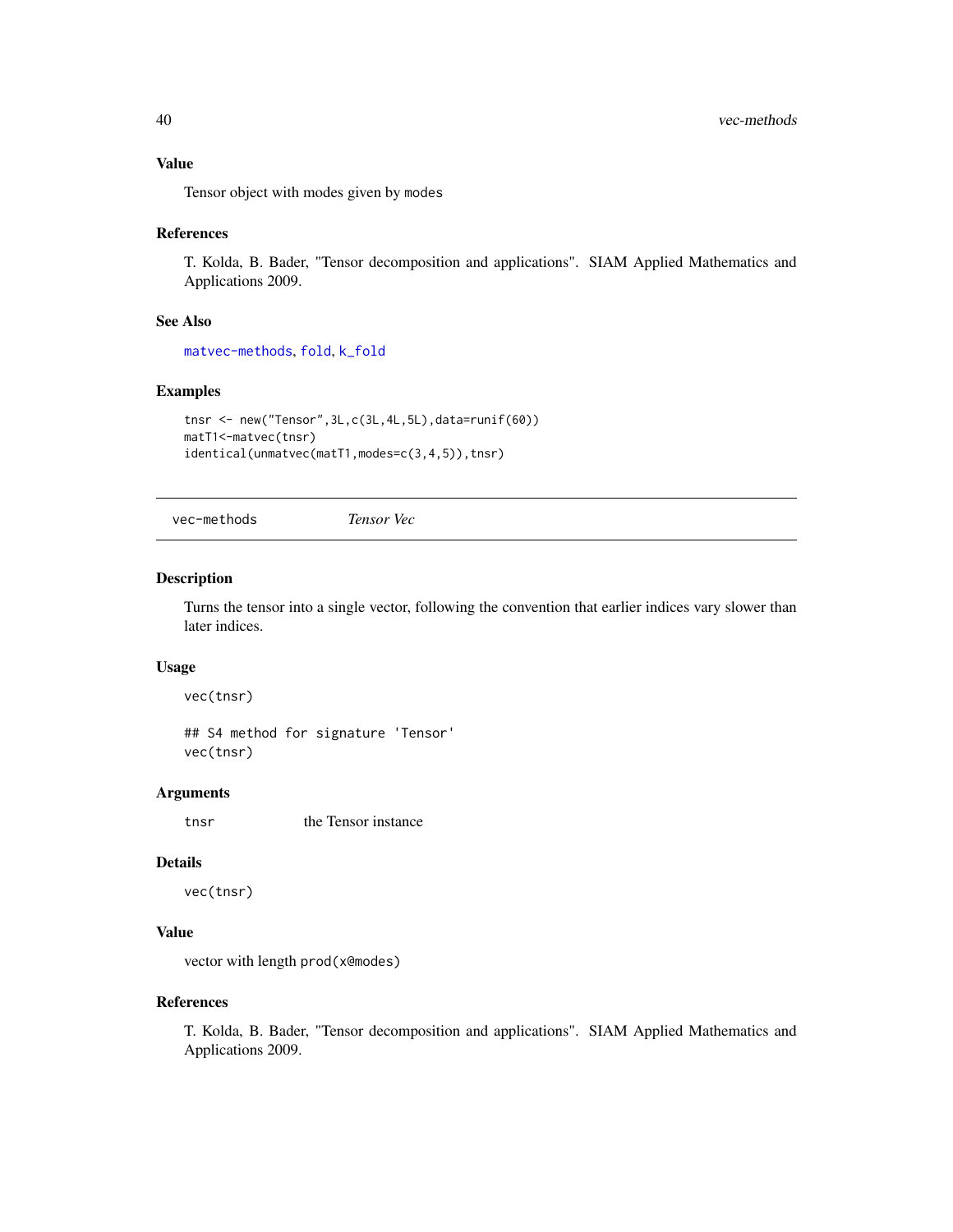### Value

Tensor object with modes given by `modes`

### References

T. Kolda, B. Bader, "Tensor decomposition and applications". SIAM Applied Mathematics and Applications 2009.

### See Also

`matvec-methods`, `fold`, `k_fold`

### Examples

```
tnsr <- new("Tensor",3L,c(3L,4L,5L),data=runif(60))
matT1<-matvec(tnsr)
identical(unmatvec(matT1,modes=c(3,4,5)),tnsr)
```

---

## vec-methods *Tensor Vec*

---

### Description

Turns the tensor into a single vector, following the convention that earlier indices vary slower than later indices.

### Usage

```
vec(tnsr)

## S4 method for signature 'Tensor'
vec(tnsr)
```

### Arguments

| | |
|---|---|
| `tnsr` | the Tensor instance |

### Details

`vec(tnsr)`

### Value

vector with length `prod(x@modes)`

### References

T. Kolda, B. Bader, "Tensor decomposition and applications". SIAM Applied Mathematics and Applications 2009.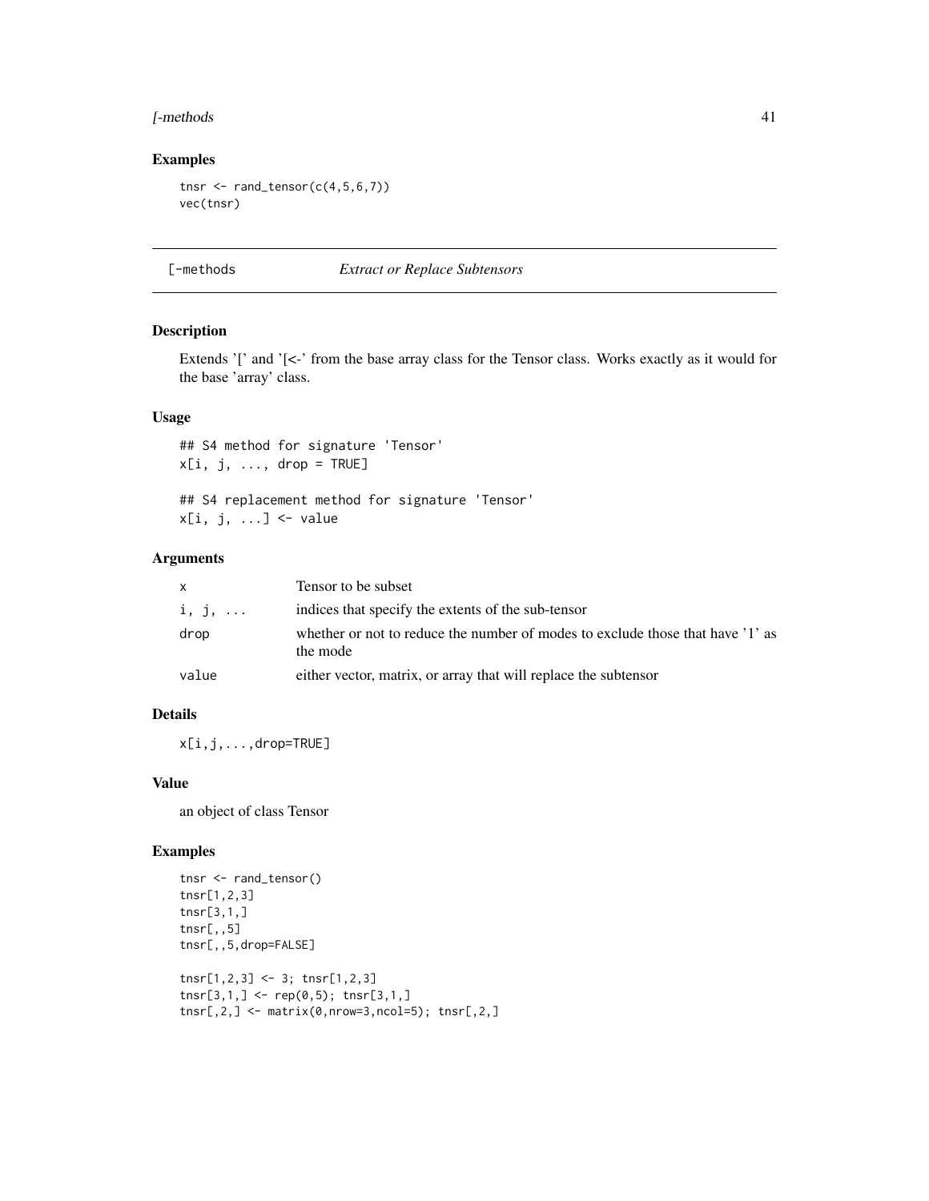## Examples

```
tnsr <- rand_tensor(c(4,5,6,7))
vec(tnsr)
```

---

# [-methods *Extract or Replace Subtensors*

## Description

Extends '[' and '[<-' from the base array class for the Tensor class. Works exactly as it would for the base 'array' class.

## Usage

```
## S4 method for signature 'Tensor'
x[i, j, ..., drop = TRUE]

## S4 replacement method for signature 'Tensor'
x[i, j, ...] <- value
```

## Arguments

| | |
|---|---|
| `x` | Tensor to be subset |
| `i, j, ...` | indices that specify the extents of the sub-tensor |
| `drop` | whether or not to reduce the number of modes to exclude those that have '1' as the mode |
| `value` | either vector, matrix, or array that will replace the subtensor |

## Details

`x[i,j,...,drop=TRUE]`

## Value

an object of class Tensor

## Examples

```
tnsr <- rand_tensor()
tnsr[1,2,3]
tnsr[3,1,]
tnsr[,,5]
tnsr[,,5,drop=FALSE]

tnsr[1,2,3] <- 3; tnsr[1,2,3]
tnsr[3,1,] <- rep(0,5); tnsr[3,1,]
tnsr[,2,] <- matrix(0,nrow=3,ncol=5); tnsr[,2,]
```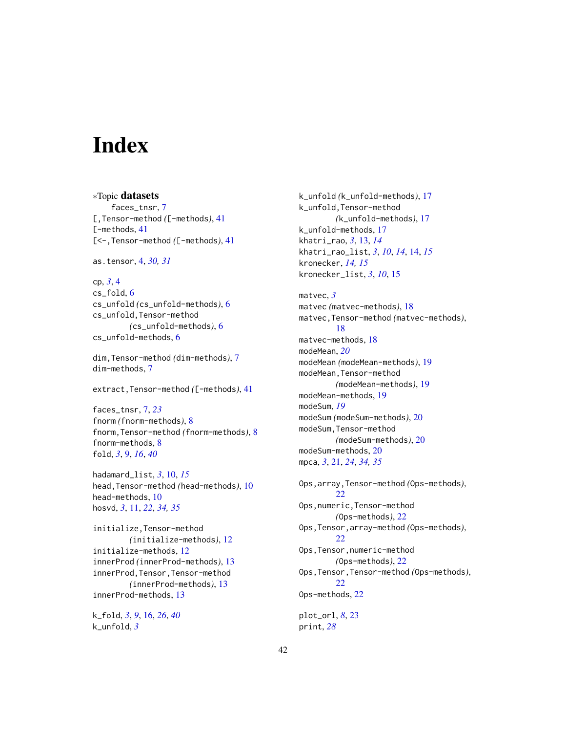# Index

∗Topic **datasets**
    faces_tnsr, 7
[,Tensor-method *(*[-methods*)*, 41
[-methods, 41
[<-,Tensor-method *(*[-methods*)*, 41

as.tensor, 4, *30, 31*

cp, *3*, 4
cs_fold, 6
cs_unfold *(*cs_unfold-methods*)*, 6
cs_unfold,Tensor-method
    *(*cs_unfold-methods*)*, 6
cs_unfold-methods, 6

dim,Tensor-method *(*dim-methods*)*, 7
dim-methods, 7

extract,Tensor-method *(*[-methods*)*, 41

faces_tnsr, 7, *23*
fnorm *(*fnorm-methods*)*, 8
fnorm,Tensor-method *(*fnorm-methods*)*, 8
fnorm-methods, 8
fold, *3*, 9, *16*, *40*

hadamard_list, *3*, 10, *15*
head,Tensor-method *(*head-methods*)*, 10
head-methods, 10
hosvd, *3*, 11, *22*, *34, 35*

initialize,Tensor-method
    *(*initialize-methods*)*, 12
initialize-methods, 12
innerProd *(*innerProd-methods*)*, 13
innerProd,Tensor,Tensor-method
    *(*innerProd-methods*)*, 13
innerProd-methods, 13

k_fold, *3*, *9*, 16, *26*, *40*
k_unfold, *3*
k_unfold *(*k_unfold-methods*)*, 17
k_unfold,Tensor-method
    *(*k_unfold-methods*)*, 17
k_unfold-methods, 17
khatri_rao, *3*, 13, *14*
khatri_rao_list, *3*, *10*, *14*, 14, *15*
kronecker, *14, 15*
kronecker_list, *3*, *10*, 15

matvec, *3*
matvec *(*matvec-methods*)*, 18
matvec,Tensor-method *(*matvec-methods*)*,
    18
matvec-methods, 18
modeMean, *20*
modeMean *(*modeMean-methods*)*, 19
modeMean,Tensor-method
    *(*modeMean-methods*)*, 19
modeMean-methods, 19
modeSum, *19*
modeSum *(*modeSum-methods*)*, 20
modeSum,Tensor-method
    *(*modeSum-methods*)*, 20
modeSum-methods, 20
mpca, *3*, 21, *24*, *34, 35*

Ops,array,Tensor-method *(*Ops-methods*)*,
    22
Ops,numeric,Tensor-method
    *(*Ops-methods*)*, 22
Ops,Tensor,array-method *(*Ops-methods*)*,
    22
Ops,Tensor,numeric-method
    *(*Ops-methods*)*, 22
Ops,Tensor,Tensor-method *(*Ops-methods*)*,
    22
Ops-methods, 22

plot_orl, *8*, 23
print, *28*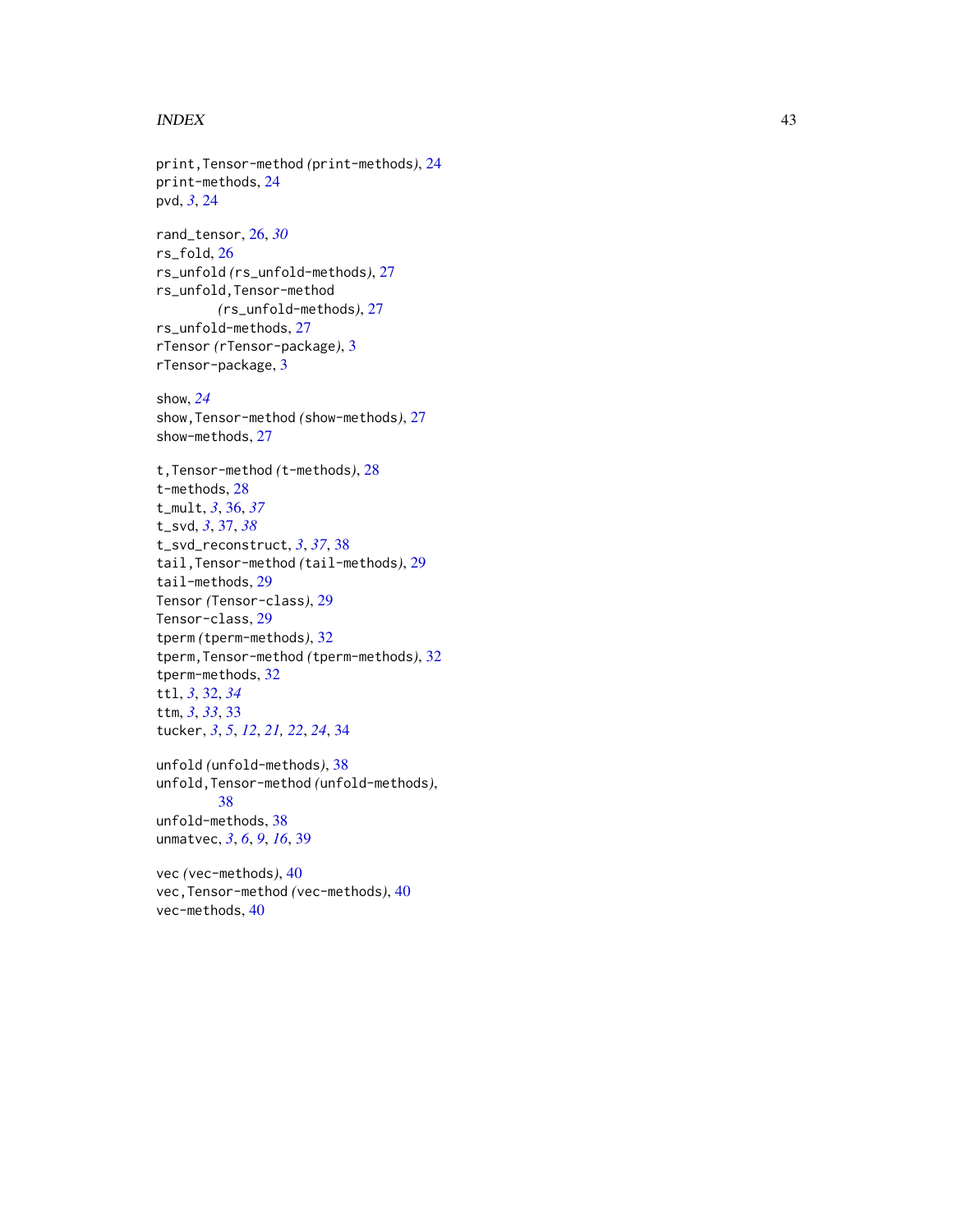print,Tensor-method *(*print-methods*)*, 24
print-methods, 24
pvd, *3*, 24

rand_tensor, 26, *30*
rs_fold, 26
rs_unfold *(*rs_unfold-methods*)*, 27
rs_unfold,Tensor-method
        *(*rs_unfold-methods*)*, 27
rs_unfold-methods, 27
rTensor *(*rTensor-package*)*, 3
rTensor-package, 3

show, *24*
show,Tensor-method *(*show-methods*)*, 27
show-methods, 27

t,Tensor-method *(*t-methods*)*, 28
t-methods, 28
t_mult, *3*, 36, *37*
t_svd, *3*, 37, *38*
t_svd_reconstruct, *3*, *37*, 38
tail,Tensor-method *(*tail-methods*)*, 29
tail-methods, 29
Tensor *(*Tensor-class*)*, 29
Tensor-class, 29
tperm *(*tperm-methods*)*, 32
tperm,Tensor-method *(*tperm-methods*)*, 32
tperm-methods, 32
ttl, *3*, 32, *34*
ttm, *3*, *33*, 33
tucker, *3*, *5*, *12*, *21, 22*, *24*, 34

unfold *(*unfold-methods*)*, 38
unfold,Tensor-method *(*unfold-methods*)*,
        38
unfold-methods, 38
unmatvec, *3*, *6*, *9*, *16*, 39

vec *(*vec-methods*)*, 40
vec,Tensor-method *(*vec-methods*)*, 40
vec-methods, 40